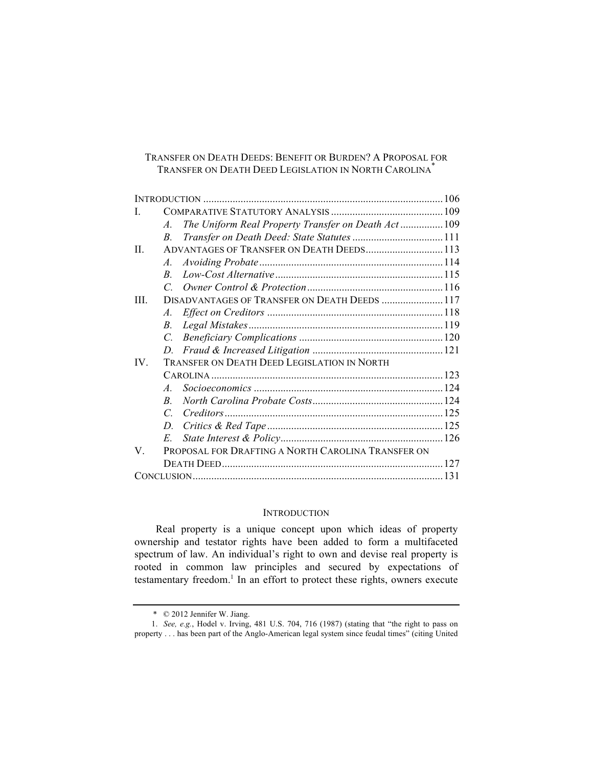# TRANSFER ON DEATH DEEDS: BENEFIT OR BURDEN? A PROPOSAL FOR TRANSFER ON DEATH DEED LEGISLATION IN NORTH CAROLINA*

| | | |
|---|---|---|
| INTRODUCTION | | 106 |
| I. | COMPARATIVE STATUTORY ANALYSIS | 109 |
| | *A. The Uniform Real Property Transfer on Death Act* | 109 |
| | *B. Transfer on Death Deed: State Statutes* | 111 |
| II. | ADVANTAGES OF TRANSFER ON DEATH DEEDS | 113 |
| | *A. Avoiding Probate* | 114 |
| | *B. Low-Cost Alternative* | 115 |
| | *C. Owner Control & Protection* | 116 |
| III. | DISADVANTAGES OF TRANSFER ON DEATH DEEDS | 117 |
| | *A. Effect on Creditors* | 118 |
| | *B. Legal Mistakes* | 119 |
| | *C. Beneficiary Complications* | 120 |
| | *D. Fraud & Increased Litigation* | 121 |
| IV. | TRANSFER ON DEATH DEED LEGISLATION IN NORTH CAROLINA | 123 |
| | *A. Socioeconomics* | 124 |
| | *B. North Carolina Probate Costs* | 124 |
| | *C. Creditors* | 125 |
| | *D. Critics & Red Tape* | 125 |
| | *E. State Interest & Policy* | 126 |
| V. | PROPOSAL FOR DRAFTING A NORTH CAROLINA TRANSFER ON DEATH DEED | 127 |
| CONCLUSION | | 131 |

## INTRODUCTION

Real property is a unique concept upon which ideas of property ownership and testator rights have been added to form a multifaceted spectrum of law. An individual's right to own and devise real property is rooted in common law principles and secured by expectations of testamentary freedom.[1] In an effort to protect these rights, owners execute

---

\* © 2012 Jennifer W. Jiang.

1. *See, e.g.*, Hodel v. Irving, 481 U.S. 704, 716 (1987) (stating that "the right to pass on property . . . has been part of the Anglo-American legal system since feudal times" (citing United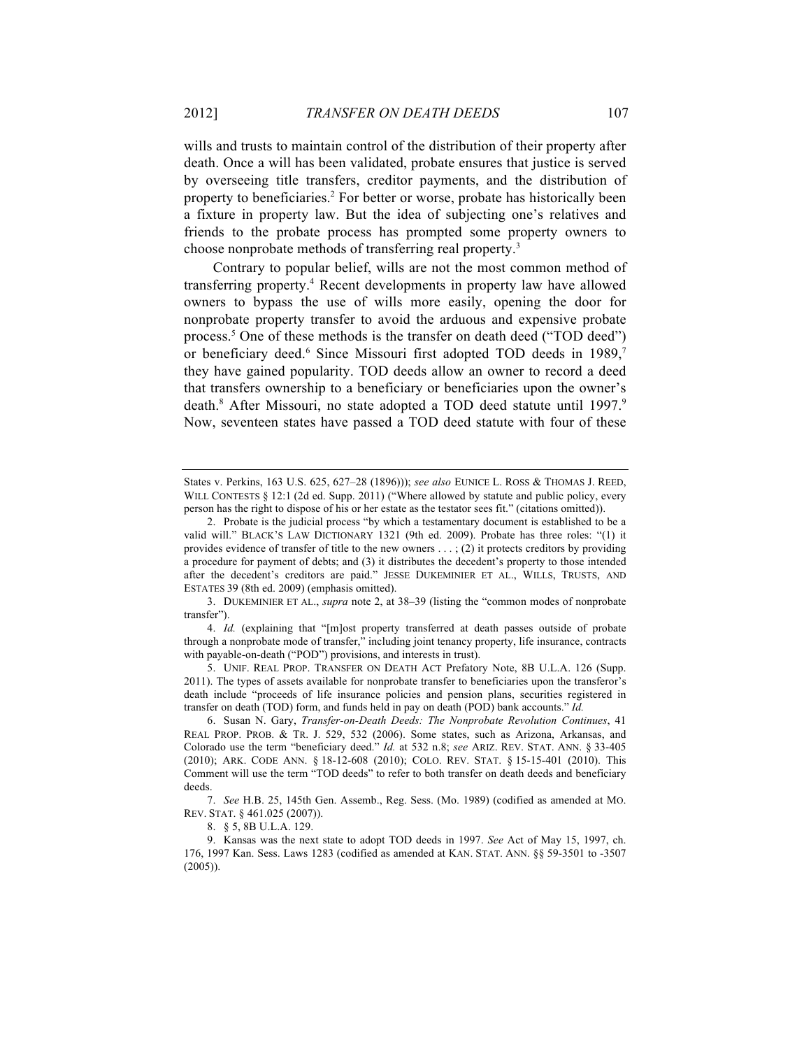wills and trusts to maintain control of the distribution of their property after death. Once a will has been validated, probate ensures that justice is served by overseeing title transfers, creditor payments, and the distribution of property to beneficiaries.[2] For better or worse, probate has historically been a fixture in property law. But the idea of subjecting one's relatives and friends to the probate process has prompted some property owners to choose nonprobate methods of transferring real property.[3]

Contrary to popular belief, wills are not the most common method of transferring property.[4] Recent developments in property law have allowed owners to bypass the use of wills more easily, opening the door for nonprobate property transfer to avoid the arduous and expensive probate process.[5] One of these methods is the transfer on death deed ("TOD deed") or beneficiary deed.[6] Since Missouri first adopted TOD deeds in 1989,[7] they have gained popularity. TOD deeds allow an owner to record a deed that transfers ownership to a beneficiary or beneficiaries upon the owner's death.[8] After Missouri, no state adopted a TOD deed statute until 1997.[9] Now, seventeen states have passed a TOD deed statute with four of these

---

States v. Perkins, 163 U.S. 625, 627–28 (1896))); *see also* EUNICE L. ROSS & THOMAS J. REED, WILL CONTESTS § 12:1 (2d ed. Supp. 2011) ("Where allowed by statute and public policy, every person has the right to dispose of his or her estate as the testator sees fit." (citations omitted)).

2. Probate is the judicial process "by which a testamentary document is established to be a valid will." BLACK'S LAW DICTIONARY 1321 (9th ed. 2009). Probate has three roles: "(1) it provides evidence of transfer of title to the new owners . . . ; (2) it protects creditors by providing a procedure for payment of debts; and (3) it distributes the decedent's property to those intended after the decedent's creditors are paid." JESSE DUKEMINIER ET AL., WILLS, TRUSTS, AND ESTATES 39 (8th ed. 2009) (emphasis omitted).

3. DUKEMINIER ET AL., *supra* note 2, at 38–39 (listing the "common modes of nonprobate transfer").

4. *Id.* (explaining that "[m]ost property transferred at death passes outside of probate through a nonprobate mode of transfer," including joint tenancy property, life insurance, contracts with payable-on-death ("POD") provisions, and interests in trust).

5. UNIF. REAL PROP. TRANSFER ON DEATH ACT Prefatory Note, 8B U.L.A. 126 (Supp. 2011). The types of assets available for nonprobate transfer to beneficiaries upon the transferor's death include "proceeds of life insurance policies and pension plans, securities registered in transfer on death (TOD) form, and funds held in pay on death (POD) bank accounts." *Id.*

6. Susan N. Gary, *Transfer-on-Death Deeds: The Nonprobate Revolution Continues*, 41 REAL PROP. PROB. & TR. J. 529, 532 (2006). Some states, such as Arizona, Arkansas, and Colorado use the term "beneficiary deed." *Id.* at 532 n.8; *see* ARIZ. REV. STAT. ANN. § 33-405 (2010); ARK. CODE ANN. § 18-12-608 (2010); COLO. REV. STAT. § 15-15-401 (2010). This Comment will use the term "TOD deeds" to refer to both transfer on death deeds and beneficiary deeds.

7. *See* H.B. 25, 145th Gen. Assemb., Reg. Sess. (Mo. 1989) (codified as amended at MO. REV. STAT. § 461.025 (2007)).

8. § 5, 8B U.L.A. 129.

9. Kansas was the next state to adopt TOD deeds in 1997. *See* Act of May 15, 1997, ch. 176, 1997 Kan. Sess. Laws 1283 (codified as amended at KAN. STAT. ANN. §§ 59-3501 to -3507 (2005)).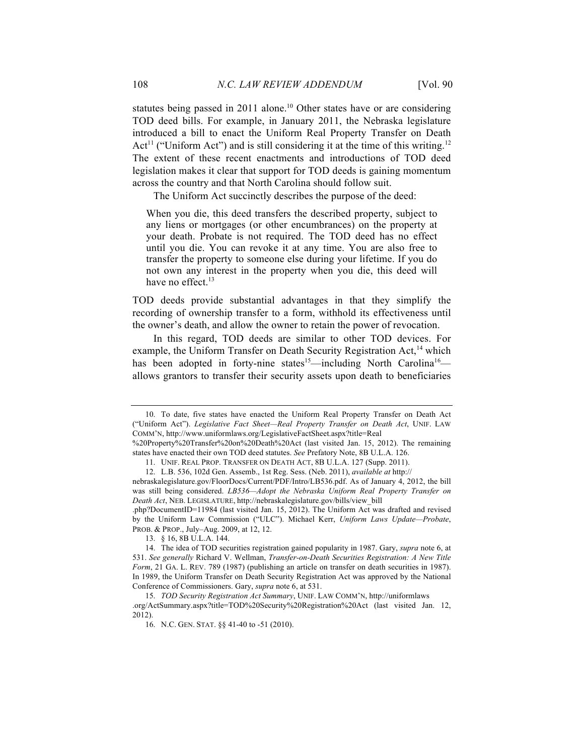statutes being passed in 2011 alone.[10] Other states have or are considering TOD deed bills. For example, in January 2011, the Nebraska legislature introduced a bill to enact the Uniform Real Property Transfer on Death Act[11] ("Uniform Act") and is still considering it at the time of this writing.[12] The extent of these recent enactments and introductions of TOD deed legislation makes it clear that support for TOD deeds is gaining momentum across the country and that North Carolina should follow suit.

The Uniform Act succinctly describes the purpose of the deed:

> When you die, this deed transfers the described property, subject to any liens or mortgages (or other encumbrances) on the property at your death. Probate is not required. The TOD deed has no effect until you die. You can revoke it at any time. You are also free to transfer the property to someone else during your lifetime. If you do not own any interest in the property when you die, this deed will have no effect.[13]

TOD deeds provide substantial advantages in that they simplify the recording of ownership transfer to a form, withhold its effectiveness until the owner's death, and allow the owner to retain the power of revocation.

In this regard, TOD deeds are similar to other TOD devices. For example, the Uniform Transfer on Death Security Registration Act,[14] which has been adopted in forty-nine states[15]—including North Carolina[16]—allows grantors to transfer their security assets upon death to beneficiaries

---

10. To date, five states have enacted the Uniform Real Property Transfer on Death Act ("Uniform Act"). *Legislative Fact Sheet—Real Property Transfer on Death Act*, UNIF. LAW COMM'N, http://www.uniformlaws.org/LegislativeFactSheet.aspx?title=Real%20Property%20Transfer%20on%20Death%20Act (last visited Jan. 15, 2012). The remaining states have enacted their own TOD deed statutes. *See* Prefatory Note, 8B U.L.A. 126.

11. UNIF. REAL PROP. TRANSFER ON DEATH ACT, 8B U.L.A. 127 (Supp. 2011).

12. L.B. 536, 102d Gen. Assemb., 1st Reg. Sess. (Neb. 2011), *available at* http://nebraskalegislature.gov/FloorDocs/Current/PDF/Intro/LB536.pdf. As of January 4, 2012, the bill was still being considered. *LB536—Adopt the Nebraska Uniform Real Property Transfer on Death Act*, NEB. LEGISLATURE, http://nebraskalegislature.gov/bills/view_bill.php?DocumentID=11984 (last visited Jan. 15, 2012). The Uniform Act was drafted and revised by the Uniform Law Commission ("ULC"). Michael Kerr, *Uniform Laws Update—Probate*, PROB. & PROP., July–Aug. 2009, at 12, 12.

13. § 16, 8B U.L.A. 144.

14. The idea of TOD securities registration gained popularity in 1987. Gary, *supra* note 6, at 531. *See generally* Richard V. Wellman, *Transfer-on-Death Securities Registration: A New Title Form*, 21 GA. L. REV. 789 (1987) (publishing an article on transfer on death securities in 1987). In 1989, the Uniform Transfer on Death Security Registration Act was approved by the National Conference of Commissioners. Gary, *supra* note 6, at 531.

15. *TOD Security Registration Act Summary*, UNIF. LAW COMM'N, http://uniformlaws.org/ActSummary.aspx?title=TOD%20Security%20Registration%20Act (last visited Jan. 12, 2012).

16. N.C. GEN. STAT. §§ 41-40 to -51 (2010).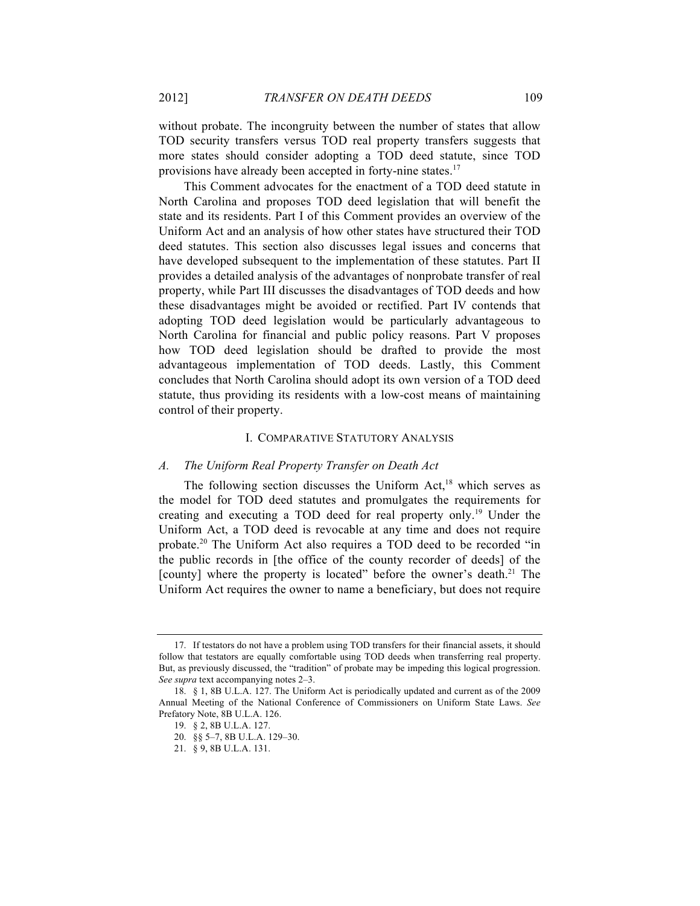without probate. The incongruity between the number of states that allow TOD security transfers versus TOD real property transfers suggests that more states should consider adopting a TOD deed statute, since TOD provisions have already been accepted in forty-nine states.[17]

This Comment advocates for the enactment of a TOD deed statute in North Carolina and proposes TOD deed legislation that will benefit the state and its residents. Part I of this Comment provides an overview of the Uniform Act and an analysis of how other states have structured their TOD deed statutes. This section also discusses legal issues and concerns that have developed subsequent to the implementation of these statutes. Part II provides a detailed analysis of the advantages of nonprobate transfer of real property, while Part III discusses the disadvantages of TOD deeds and how these disadvantages might be avoided or rectified. Part IV contends that adopting TOD deed legislation would be particularly advantageous to North Carolina for financial and public policy reasons. Part V proposes how TOD deed legislation should be drafted to provide the most advantageous implementation of TOD deeds. Lastly, this Comment concludes that North Carolina should adopt its own version of a TOD deed statute, thus providing its residents with a low-cost means of maintaining control of their property.

## I. COMPARATIVE STATUTORY ANALYSIS

### *A. The Uniform Real Property Transfer on Death Act*

The following section discusses the Uniform Act,[18] which serves as the model for TOD deed statutes and promulgates the requirements for creating and executing a TOD deed for real property only.[19] Under the Uniform Act, a TOD deed is revocable at any time and does not require probate.[20] The Uniform Act also requires a TOD deed to be recorded "in the public records in [the office of the county recorder of deeds] of the [county] where the property is located" before the owner's death.[21] The Uniform Act requires the owner to name a beneficiary, but does not require

---

17. If testators do not have a problem using TOD transfers for their financial assets, it should follow that testators are equally comfortable using TOD deeds when transferring real property. But, as previously discussed, the "tradition" of probate may be impeding this logical progression. *See supra* text accompanying notes 2–3.

18. § 1, 8B U.L.A. 127. The Uniform Act is periodically updated and current as of the 2009 Annual Meeting of the National Conference of Commissioners on Uniform State Laws. *See* Prefatory Note, 8B U.L.A. 126.

19. § 2, 8B U.L.A. 127.

20. §§ 5–7, 8B U.L.A. 129–30.

21. § 9, 8B U.L.A. 131.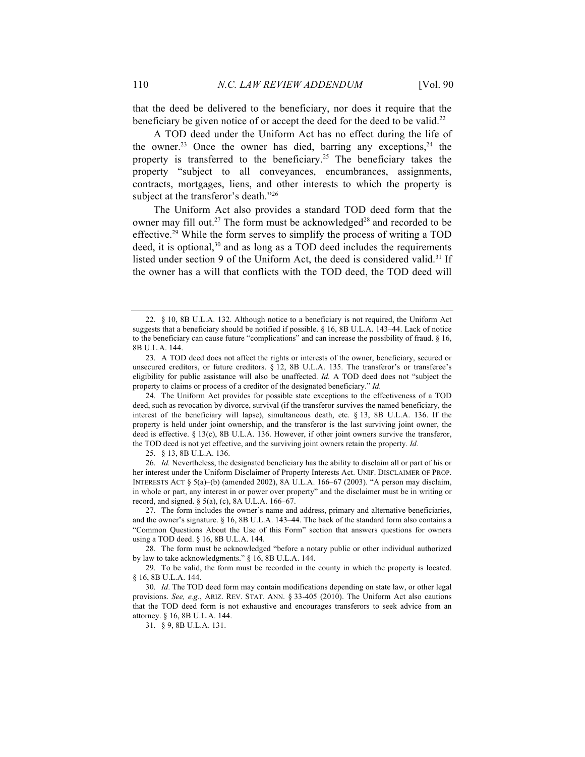that the deed be delivered to the beneficiary, nor does it require that the beneficiary be given notice of or accept the deed for the deed to be valid.[22]

A TOD deed under the Uniform Act has no effect during the life of the owner.[23] Once the owner has died, barring any exceptions,[24] the property is transferred to the beneficiary.[25] The beneficiary takes the property "subject to all conveyances, encumbrances, assignments, contracts, mortgages, liens, and other interests to which the property is subject at the transferor's death."[26]

The Uniform Act also provides a standard TOD deed form that the owner may fill out.[27] The form must be acknowledged[28] and recorded to be effective.[29] While the form serves to simplify the process of writing a TOD deed, it is optional,[30] and as long as a TOD deed includes the requirements listed under section 9 of the Uniform Act, the deed is considered valid.[31] If the owner has a will that conflicts with the TOD deed, the TOD deed will

---

22. § 10, 8B U.L.A. 132. Although notice to a beneficiary is not required, the Uniform Act suggests that a beneficiary should be notified if possible. § 16, 8B U.L.A. 143–44. Lack of notice to the beneficiary can cause future "complications" and can increase the possibility of fraud. § 16, 8B U.L.A. 144.

23. A TOD deed does not affect the rights or interests of the owner, beneficiary, secured or unsecured creditors, or future creditors. § 12, 8B U.L.A. 135. The transferor's or transferee's eligibility for public assistance will also be unaffected. *Id.* A TOD deed does not "subject the property to claims or process of a creditor of the designated beneficiary." *Id.*

24. The Uniform Act provides for possible state exceptions to the effectiveness of a TOD deed, such as revocation by divorce, survival (if the transferor survives the named beneficiary, the interest of the beneficiary will lapse), simultaneous death, etc. § 13, 8B U.L.A. 136. If the property is held under joint ownership, and the transferor is the last surviving joint owner, the deed is effective. § 13(c), 8B U.L.A. 136. However, if other joint owners survive the transferor, the TOD deed is not yet effective, and the surviving joint owners retain the property. *Id.*

25. § 13, 8B U.L.A. 136.

26. *Id.* Nevertheless, the designated beneficiary has the ability to disclaim all or part of his or her interest under the Uniform Disclaimer of Property Interests Act. UNIF. DISCLAIMER OF PROP. INTERESTS ACT § 5(a)–(b) (amended 2002), 8A U.L.A. 166–67 (2003). "A person may disclaim, in whole or part, any interest in or power over property" and the disclaimer must be in writing or record, and signed. § 5(a), (c), 8A U.L.A. 166–67.

27. The form includes the owner's name and address, primary and alternative beneficiaries, and the owner's signature. § 16, 8B U.L.A. 143–44. The back of the standard form also contains a "Common Questions About the Use of this Form" section that answers questions for owners using a TOD deed. § 16, 8B U.L.A. 144.

28. The form must be acknowledged "before a notary public or other individual authorized by law to take acknowledgments." § 16, 8B U.L.A. 144.

29. To be valid, the form must be recorded in the county in which the property is located. § 16, 8B U.L.A. 144.

30. *Id*. The TOD deed form may contain modifications depending on state law, or other legal provisions. *See, e.g.*, ARIZ. REV. STAT. ANN. § 33-405 (2010). The Uniform Act also cautions that the TOD deed form is not exhaustive and encourages transferors to seek advice from an attorney. § 16, 8B U.L.A. 144.

31. § 9, 8B U.L.A. 131.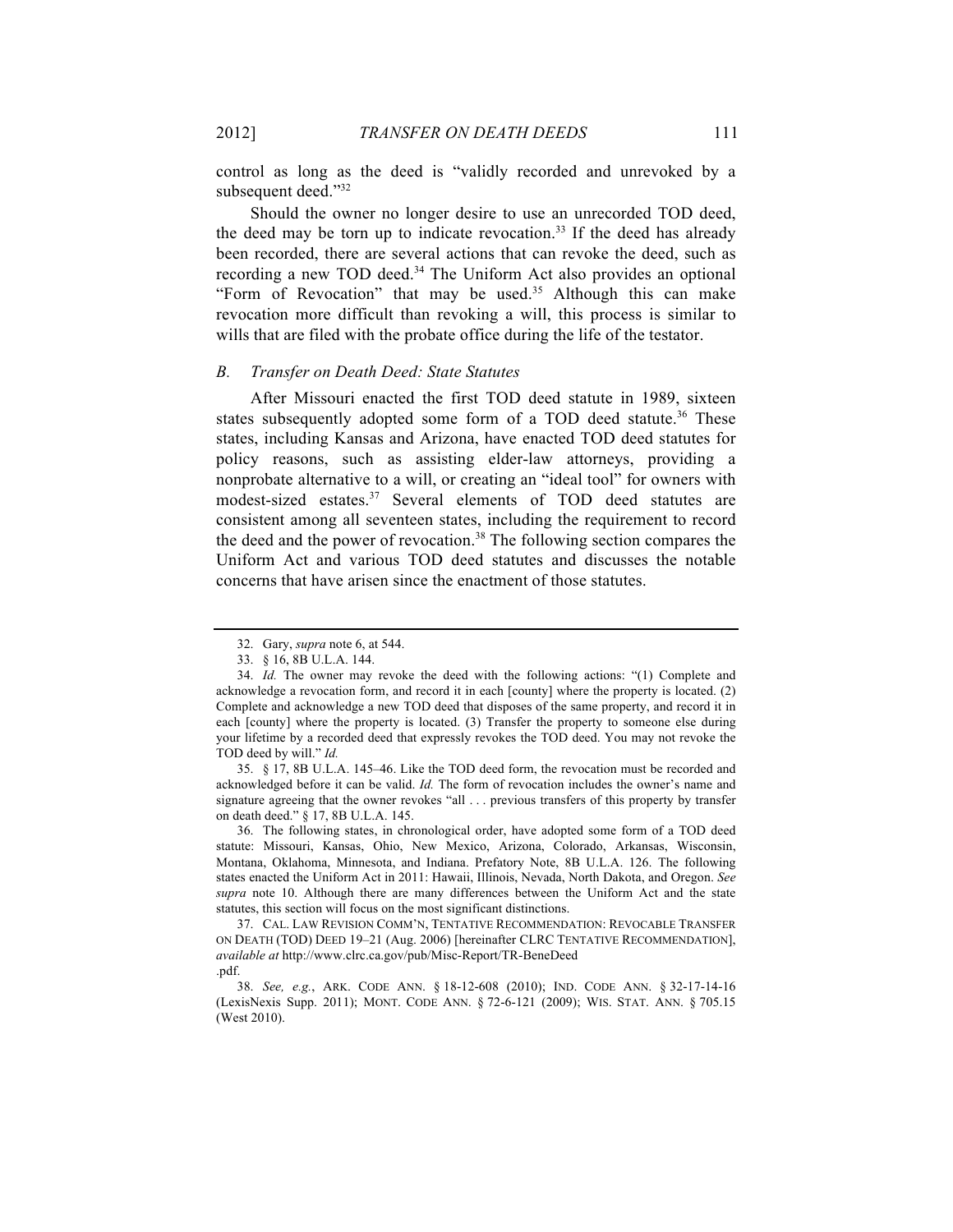control as long as the deed is "validly recorded and unrevoked by a subsequent deed."[32]

Should the owner no longer desire to use an unrecorded TOD deed, the deed may be torn up to indicate revocation.[33] If the deed has already been recorded, there are several actions that can revoke the deed, such as recording a new TOD deed.[34] The Uniform Act also provides an optional "Form of Revocation" that may be used.[35] Although this can make revocation more difficult than revoking a will, this process is similar to wills that are filed with the probate office during the life of the testator.

### *B. Transfer on Death Deed: State Statutes*

After Missouri enacted the first TOD deed statute in 1989, sixteen states subsequently adopted some form of a TOD deed statute.[36] These states, including Kansas and Arizona, have enacted TOD deed statutes for policy reasons, such as assisting elder-law attorneys, providing a nonprobate alternative to a will, or creating an "ideal tool" for owners with modest-sized estates.[37] Several elements of TOD deed statutes are consistent among all seventeen states, including the requirement to record the deed and the power of revocation.[38] The following section compares the Uniform Act and various TOD deed statutes and discusses the notable concerns that have arisen since the enactment of those statutes.

---

32. Gary, *supra* note 6, at 544.

33. § 16, 8B U.L.A. 144.

34. *Id.* The owner may revoke the deed with the following actions: "(1) Complete and acknowledge a revocation form, and record it in each [county] where the property is located. (2) Complete and acknowledge a new TOD deed that disposes of the same property, and record it in each [county] where the property is located. (3) Transfer the property to someone else during your lifetime by a recorded deed that expressly revokes the TOD deed. You may not revoke the TOD deed by will." *Id.*

35. § 17, 8B U.L.A. 145–46. Like the TOD deed form, the revocation must be recorded and acknowledged before it can be valid. *Id.* The form of revocation includes the owner's name and signature agreeing that the owner revokes "all . . . previous transfers of this property by transfer on death deed." § 17, 8B U.L.A. 145.

36. The following states, in chronological order, have adopted some form of a TOD deed statute: Missouri, Kansas, Ohio, New Mexico, Arizona, Colorado, Arkansas, Wisconsin, Montana, Oklahoma, Minnesota, and Indiana. Prefatory Note, 8B U.L.A. 126. The following states enacted the Uniform Act in 2011: Hawaii, Illinois, Nevada, North Dakota, and Oregon. *See supra* note 10. Although there are many differences between the Uniform Act and the state statutes, this section will focus on the most significant distinctions.

37. CAL. LAW REVISION COMM'N, TENTATIVE RECOMMENDATION: REVOCABLE TRANSFER ON DEATH (TOD) DEED 19–21 (Aug. 2006) [hereinafter CLRC TENTATIVE RECOMMENDATION], *available at* http://www.clrc.ca.gov/pub/Misc-Report/TR-BeneDeed.pdf.

38. *See, e.g.*, ARK. CODE ANN. § 18-12-608 (2010); IND. CODE ANN. § 32-17-14-16 (LexisNexis Supp. 2011); MONT. CODE ANN. § 72-6-121 (2009); WIS. STAT. ANN. § 705.15 (West 2010).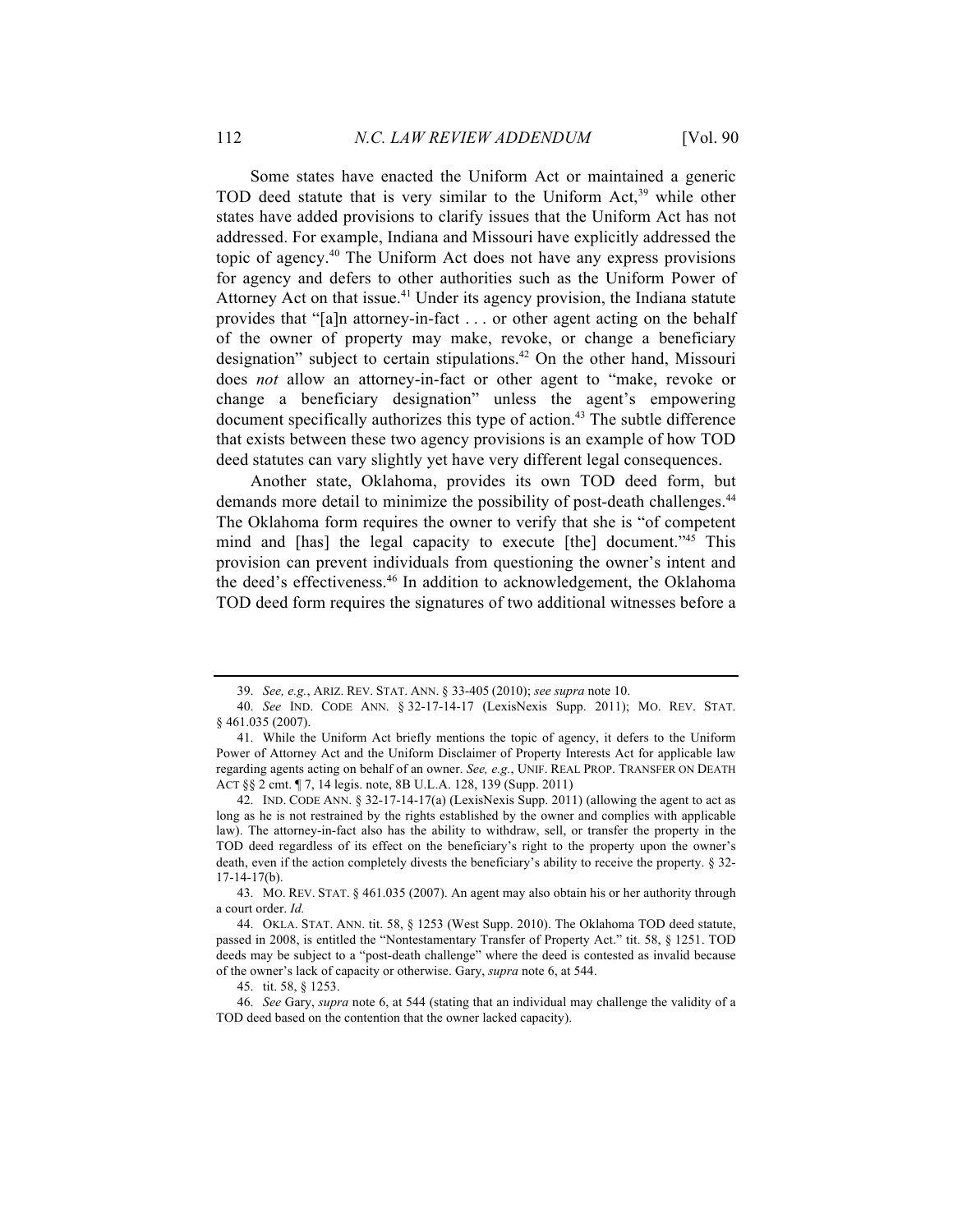Some states have enacted the Uniform Act or maintained a generic TOD deed statute that is very similar to the Uniform Act,[39] while other states have added provisions to clarify issues that the Uniform Act has not addressed. For example, Indiana and Missouri have explicitly addressed the topic of agency.[40] The Uniform Act does not have any express provisions for agency and defers to other authorities such as the Uniform Power of Attorney Act on that issue.[41] Under its agency provision, the Indiana statute provides that "[a]n attorney-in-fact . . . or other agent acting on the behalf of the owner of property may make, revoke, or change a beneficiary designation" subject to certain stipulations.[42] On the other hand, Missouri does *not* allow an attorney-in-fact or other agent to "make, revoke or change a beneficiary designation" unless the agent's empowering document specifically authorizes this type of action.[43] The subtle difference that exists between these two agency provisions is an example of how TOD deed statutes can vary slightly yet have very different legal consequences.

Another state, Oklahoma, provides its own TOD deed form, but demands more detail to minimize the possibility of post-death challenges.[44] The Oklahoma form requires the owner to verify that she is "of competent mind and [has] the legal capacity to execute [the] document."[45] This provision can prevent individuals from questioning the owner's intent and the deed's effectiveness.[46] In addition to acknowledgement, the Oklahoma TOD deed form requires the signatures of two additional witnesses before a

---

39. *See, e.g.*, ARIZ. REV. STAT. ANN. § 33-405 (2010); *see supra* note 10.

40. *See* IND. CODE ANN. § 32-17-14-17 (LexisNexis Supp. 2011); MO. REV. STAT. § 461.035 (2007).

41. While the Uniform Act briefly mentions the topic of agency, it defers to the Uniform Power of Attorney Act and the Uniform Disclaimer of Property Interests Act for applicable law regarding agents acting on behalf of an owner. *See, e.g.*, UNIF. REAL PROP. TRANSFER ON DEATH ACT §§ 2 cmt. ¶ 7, 14 legis. note, 8B U.L.A. 128, 139 (Supp. 2011)

42. IND. CODE ANN. § 32-17-14-17(a) (LexisNexis Supp. 2011) (allowing the agent to act as long as he is not restrained by the rights established by the owner and complies with applicable law). The attorney-in-fact also has the ability to withdraw, sell, or transfer the property in the TOD deed regardless of its effect on the beneficiary's right to the property upon the owner's death, even if the action completely divests the beneficiary's ability to receive the property. § 32-17-14-17(b).

43. MO. REV. STAT. § 461.035 (2007). An agent may also obtain his or her authority through a court order. *Id.*

44. OKLA. STAT. ANN. tit. 58, § 1253 (West Supp. 2010). The Oklahoma TOD deed statute, passed in 2008, is entitled the "Nontestamentary Transfer of Property Act." tit. 58, § 1251. TOD deeds may be subject to a "post-death challenge" where the deed is contested as invalid because of the owner's lack of capacity or otherwise. Gary, *supra* note 6, at 544.

45. tit. 58, § 1253.

46. *See* Gary, *supra* note 6, at 544 (stating that an individual may challenge the validity of a TOD deed based on the contention that the owner lacked capacity).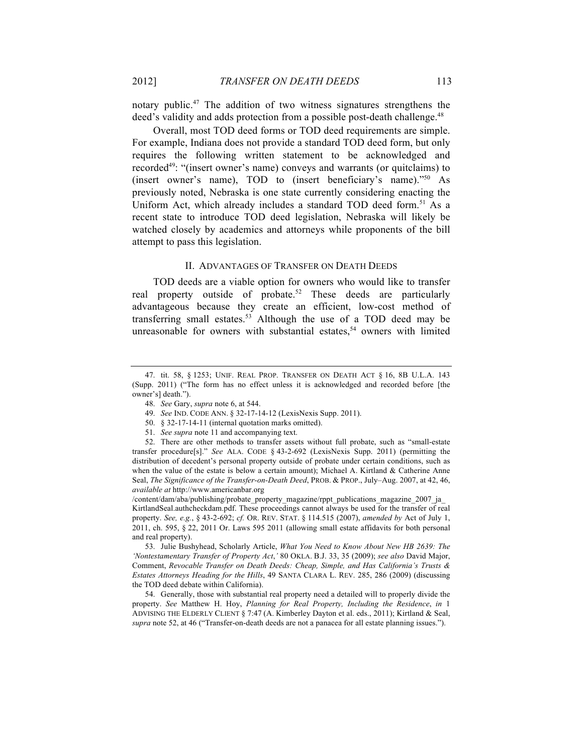notary public.[47] The addition of two witness signatures strengthens the deed's validity and adds protection from a possible post-death challenge.[48]

Overall, most TOD deed forms or TOD deed requirements are simple. For example, Indiana does not provide a standard TOD deed form, but only requires the following written statement to be acknowledged and recorded[49]: "(insert owner's name) conveys and warrants (or quitclaims) to (insert owner's name), TOD to (insert beneficiary's name)."[50] As previously noted, Nebraska is one state currently considering enacting the Uniform Act, which already includes a standard TOD deed form.[51] As a recent state to introduce TOD deed legislation, Nebraska will likely be watched closely by academics and attorneys while proponents of the bill attempt to pass this legislation.

## II. ADVANTAGES OF TRANSFER ON DEATH DEEDS

TOD deeds are a viable option for owners who would like to transfer real property outside of probate.[52] These deeds are particularly advantageous because they create an efficient, low-cost method of transferring small estates.[53] Although the use of a TOD deed may be unreasonable for owners with substantial estates,[54] owners with limited

---

47. tit. 58, § 1253; UNIF. REAL PROP. TRANSFER ON DEATH ACT § 16, 8B U.L.A. 143 (Supp. 2011) ("The form has no effect unless it is acknowledged and recorded before [the owner's] death.").

48. *See* Gary, *supra* note 6, at 544.

49. *See* IND. CODE ANN. § 32-17-14-12 (LexisNexis Supp. 2011).

50. § 32-17-14-11 (internal quotation marks omitted).

51. *See supra* note 11 and accompanying text.

52. There are other methods to transfer assets without full probate, such as "small-estate transfer procedure[s]." *See* ALA. CODE § 43-2-692 (LexisNexis Supp. 2011) (permitting the distribution of decedent's personal property outside of probate under certain conditions, such as when the value of the estate is below a certain amount); Michael A. Kirtland & Catherine Anne Seal, *The Significance of the Transfer-on-Death Deed*, PROB. & PROP., July–Aug. 2007, at 42, 46, *available at* http://www.americanbar.org /content/dam/aba/publishing/probate_property_magazine/rppt_publications_magazine_2007_ja_ KirtlandSeal.authcheckdam.pdf. These proceedings cannot always be used for the transfer of real property. *See, e.g.*, § 43-2-692; *cf.* OR. REV. STAT. § 114.515 (2007), *amended by* Act of July 1, 2011, ch. 595, § 22, 2011 Or. Laws 595 2011 (allowing small estate affidavits for both personal and real property).

53. Julie Bushyhead, Scholarly Article, *What You Need to Know About New HB 2639: The 'Nontestamentary Transfer of Property Act*,*'* 80 OKLA. B.J. 33, 35 (2009); *see also* David Major, Comment, *Revocable Transfer on Death Deeds: Cheap, Simple, and Has California's Trusts & Estates Attorneys Heading for the Hills*, 49 SANTA CLARA L. REV. 285, 286 (2009) (discussing the TOD deed debate within California).

54. Generally, those with substantial real property need a detailed will to properly divide the property. *See* Matthew H. Hoy, *Planning for Real Property, Including the Residence*, *in* 1 ADVISING THE ELDERLY CLIENT § 7:47 (A. Kimberley Dayton et al. eds., 2011); Kirtland & Seal, *supra* note 52, at 46 ("Transfer-on-death deeds are not a panacea for all estate planning issues.").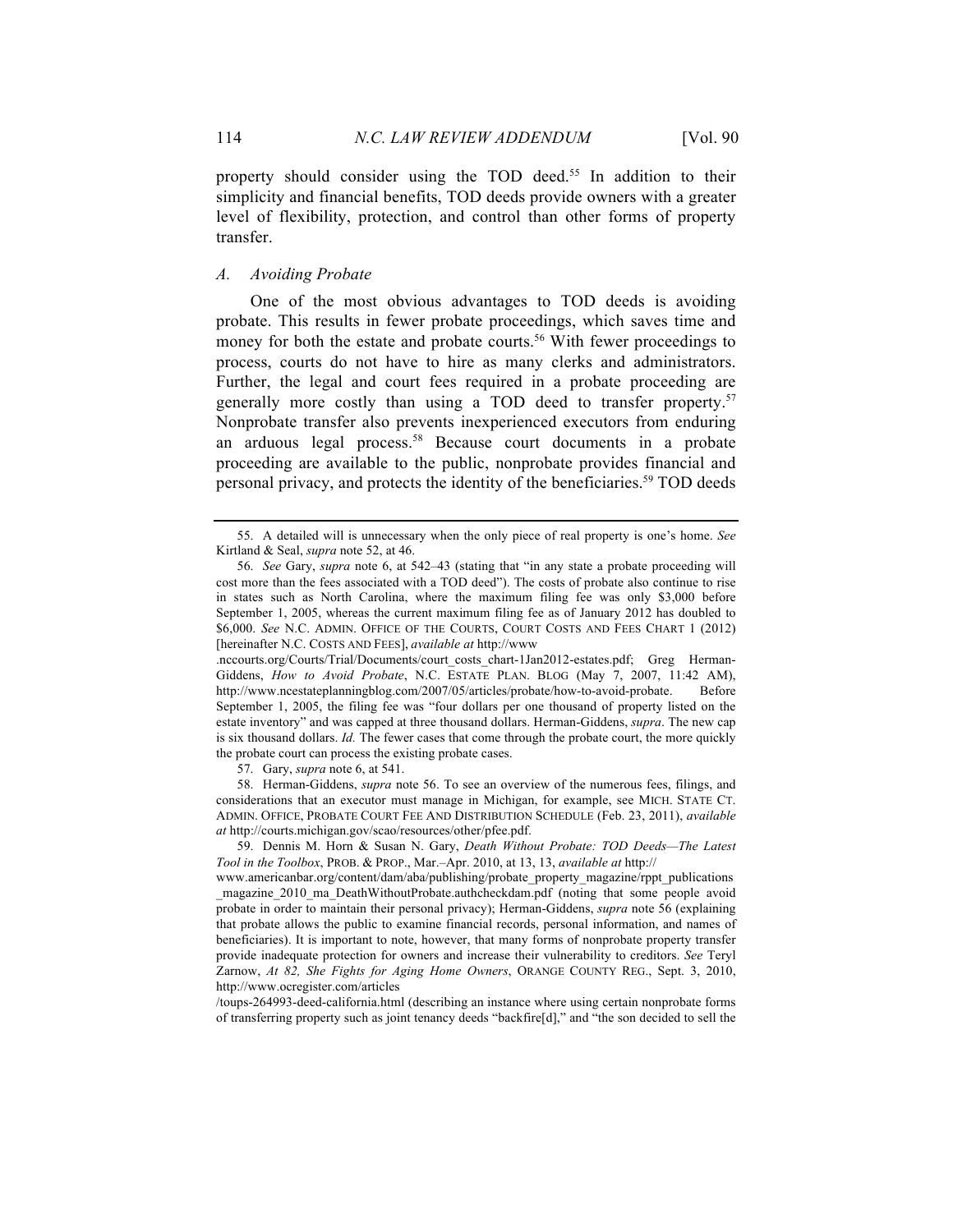property should consider using the TOD deed.[55] In addition to their simplicity and financial benefits, TOD deeds provide owners with a greater level of flexibility, protection, and control than other forms of property transfer.

### *A. Avoiding Probate*

One of the most obvious advantages to TOD deeds is avoiding probate. This results in fewer probate proceedings, which saves time and money for both the estate and probate courts.[56] With fewer proceedings to process, courts do not have to hire as many clerks and administrators. Further, the legal and court fees required in a probate proceeding are generally more costly than using a TOD deed to transfer property.[57] Nonprobate transfer also prevents inexperienced executors from enduring an arduous legal process.[58] Because court documents in a probate proceeding are available to the public, nonprobate provides financial and personal privacy, and protects the identity of the beneficiaries.[59] TOD deeds

---

55. A detailed will is unnecessary when the only piece of real property is one's home. *See* Kirtland & Seal, *supra* note 52, at 46.

56. *See* Gary, *supra* note 6, at 542–43 (stating that "in any state a probate proceeding will cost more than the fees associated with a TOD deed"). The costs of probate also continue to rise in states such as North Carolina, where the maximum filing fee was only $3,000 before September 1, 2005, whereas the current maximum filing fee as of January 2012 has doubled to $6,000. *See* N.C. ADMIN. OFFICE OF THE COURTS, COURT COSTS AND FEES CHART 1 (2012) [hereinafter N.C. COSTS AND FEES], *available at* http://www.nccourts.org/Courts/Trial/Documents/court_costs_chart-1Jan2012-estates.pdf; Greg Herman-Giddens, *How to Avoid Probate*, N.C. ESTATE PLAN. BLOG (May 7, 2007, 11:42 AM), http://www.ncestateplanningblog.com/2007/05/articles/probate/how-to-avoid-probate. Before September 1, 2005, the filing fee was "four dollars per one thousand of property listed on the estate inventory" and was capped at three thousand dollars. Herman-Giddens, *supra*. The new cap is six thousand dollars. *Id.* The fewer cases that come through the probate court, the more quickly the probate court can process the existing probate cases.

57. Gary, *supra* note 6, at 541.

58. Herman-Giddens, *supra* note 56. To see an overview of the numerous fees, filings, and considerations that an executor must manage in Michigan, for example, see MICH. STATE CT. ADMIN. OFFICE, PROBATE COURT FEE AND DISTRIBUTION SCHEDULE (Feb. 23, 2011), *available at* http://courts.michigan.gov/scao/resources/other/pfee.pdf.

59. Dennis M. Horn & Susan N. Gary, *Death Without Probate: TOD Deeds—The Latest Tool in the Toolbox*, PROB. & PROP., Mar.–Apr. 2010, at 13, 13, *available at* http://www.americanbar.org/content/dam/aba/publishing/probate_property_magazine/rppt_publications_magazine_2010_ma_DeathWithoutProbate.authcheckdam.pdf (noting that some people avoid probate in order to maintain their personal privacy); Herman-Giddens, *supra* note 56 (explaining that probate allows the public to examine financial records, personal information, and names of beneficiaries). It is important to note, however, that many forms of nonprobate property transfer provide inadequate protection for owners and increase their vulnerability to creditors. *See* Teryl Zarnow, *At 82, She Fights for Aging Home Owners*, ORANGE COUNTY REG., Sept. 3, 2010, http://www.ocregister.com/articles/toups-264993-deed-california.html (describing an instance where using certain nonprobate forms of transferring property such as joint tenancy deeds "backfire[d]," and "the son decided to sell the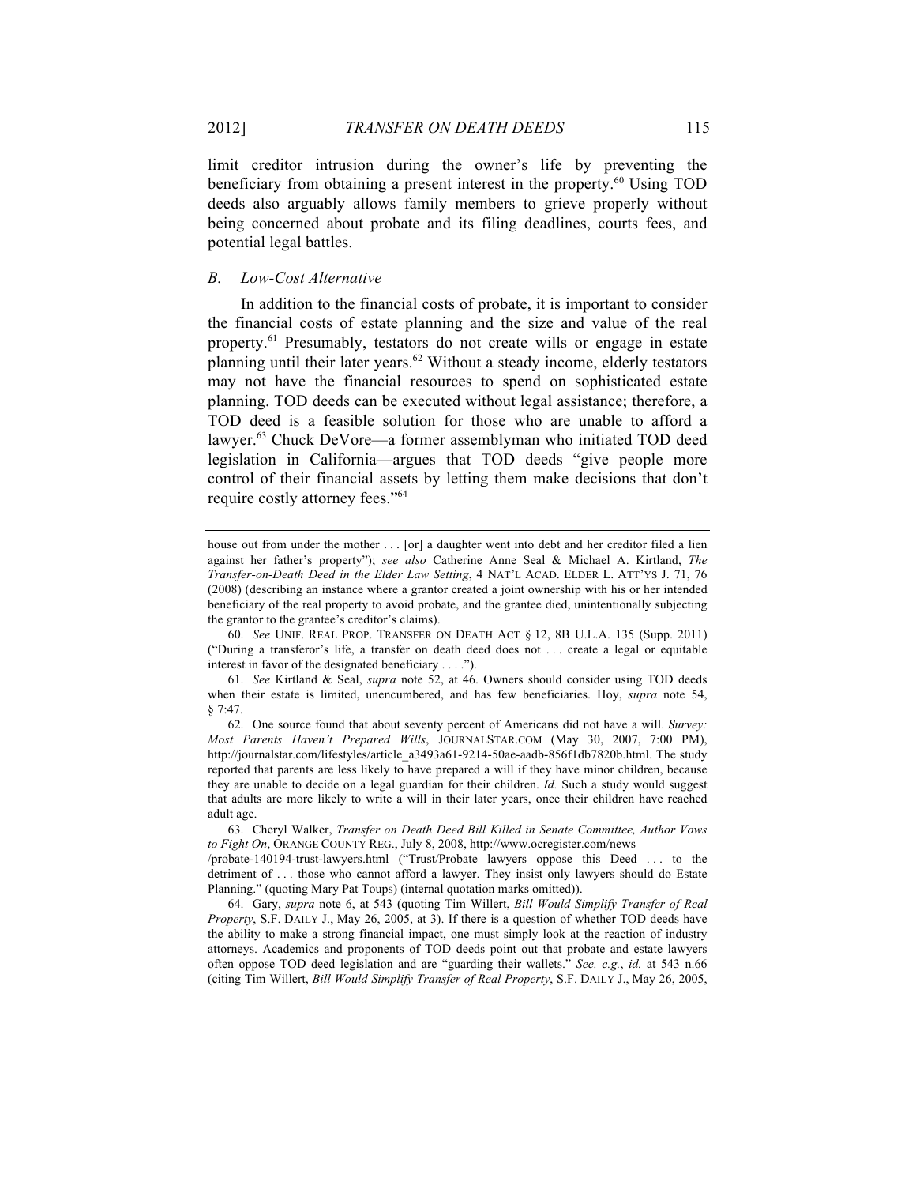limit creditor intrusion during the owner's life by preventing the beneficiary from obtaining a present interest in the property.[60] Using TOD deeds also arguably allows family members to grieve properly without being concerned about probate and its filing deadlines, courts fees, and potential legal battles.

### *B. Low-Cost Alternative*

In addition to the financial costs of probate, it is important to consider the financial costs of estate planning and the size and value of the real property.[61] Presumably, testators do not create wills or engage in estate planning until their later years.[62] Without a steady income, elderly testators may not have the financial resources to spend on sophisticated estate planning. TOD deeds can be executed without legal assistance; therefore, a TOD deed is a feasible solution for those who are unable to afford a lawyer.[63] Chuck DeVore—a former assemblyman who initiated TOD deed legislation in California—argues that TOD deeds "give people more control of their financial assets by letting them make decisions that don't require costly attorney fees."[64]

---

house out from under the mother . . . [or] a daughter went into debt and her creditor filed a lien against her father's property"); *see also* Catherine Anne Seal & Michael A. Kirtland, *The Transfer-on-Death Deed in the Elder Law Setting*, 4 NAT'L ACAD. ELDER L. ATT'YS J. 71, 76 (2008) (describing an instance where a grantor created a joint ownership with his or her intended beneficiary of the real property to avoid probate, and the grantee died, unintentionally subjecting the grantor to the grantee's creditor's claims).

60. *See* UNIF. REAL PROP. TRANSFER ON DEATH ACT § 12, 8B U.L.A. 135 (Supp. 2011) ("During a transferor's life, a transfer on death deed does not . . . create a legal or equitable interest in favor of the designated beneficiary . . . .").

61. *See* Kirtland & Seal, *supra* note 52, at 46. Owners should consider using TOD deeds when their estate is limited, unencumbered, and has few beneficiaries. Hoy, *supra* note 54, § 7:47.

62. One source found that about seventy percent of Americans did not have a will. *Survey: Most Parents Haven't Prepared Wills*, JOURNALSTAR.COM (May 30, 2007, 7:00 PM), http://journalstar.com/lifestyles/article_a3493a61-9214-50ae-aadb-856f1db7820b.html. The study reported that parents are less likely to have prepared a will if they have minor children, because they are unable to decide on a legal guardian for their children. *Id.* Such a study would suggest that adults are more likely to write a will in their later years, once their children have reached adult age.

63. Cheryl Walker, *Transfer on Death Deed Bill Killed in Senate Committee, Author Vows to Fight On*, ORANGE COUNTY REG., July 8, 2008, http://www.ocregister.com/news/probate-140194-trust-lawyers.html ("Trust/Probate lawyers oppose this Deed . . . to the detriment of . . . those who cannot afford a lawyer. They insist only lawyers should do Estate Planning." (quoting Mary Pat Toups) (internal quotation marks omitted)).

64. Gary, *supra* note 6, at 543 (quoting Tim Willert, *Bill Would Simplify Transfer of Real Property*, S.F. DAILY J., May 26, 2005, at 3). If there is a question of whether TOD deeds have the ability to make a strong financial impact, one must simply look at the reaction of industry attorneys. Academics and proponents of TOD deeds point out that probate and estate lawyers often oppose TOD deed legislation and are "guarding their wallets." *See, e.g.*, *id.* at 543 n.66 (citing Tim Willert, *Bill Would Simplify Transfer of Real Property*, S.F. DAILY J., May 26, 2005,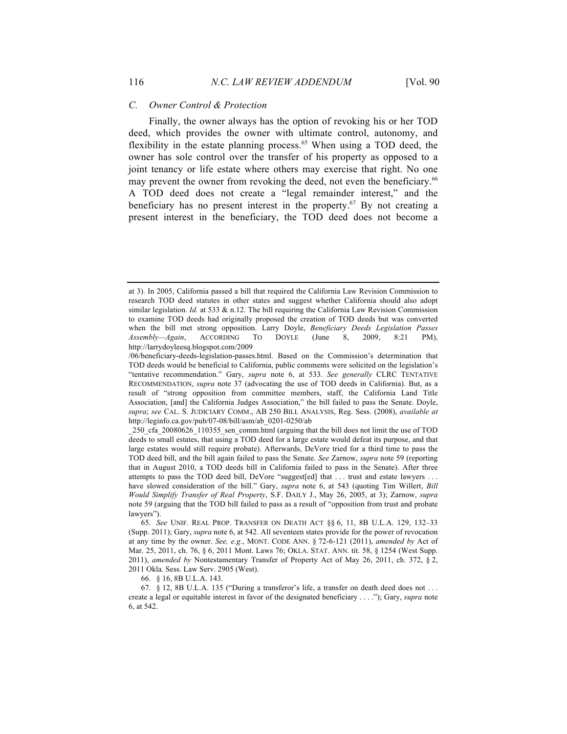### C. Owner Control & Protection

Finally, the owner always has the option of revoking his or her TOD deed, which provides the owner with ultimate control, autonomy, and flexibility in the estate planning process.[65] When using a TOD deed, the owner has sole control over the transfer of his property as opposed to a joint tenancy or life estate where others may exercise that right. No one may prevent the owner from revoking the deed, not even the beneficiary.[66] A TOD deed does not create a "legal remainder interest," and the beneficiary has no present interest in the property.[67] By not creating a present interest in the beneficiary, the TOD deed does not become a

---

at 3). In 2005, California passed a bill that required the California Law Revision Commission to research TOD deed statutes in other states and suggest whether California should also adopt similar legislation. *Id.* at 533 & n.12. The bill requiring the California Law Revision Commission to examine TOD deeds had originally proposed the creation of TOD deeds but was converted when the bill met strong opposition. Larry Doyle, *Beneficiary Deeds Legislation Passes Assembly—Again*, ACCORDING TO DOYLE (June 8, 2009, 8:21 PM), http://larrydoyleesq.blogspot.com/2009/06/beneficiary-deeds-legislation-passes.html. Based on the Commission's determination that TOD deeds would be beneficial to California, public comments were solicited on the legislation's "tentative recommendation." Gary, *supra* note 6, at 533. *See generally* CLRC TENTATIVE RECOMMENDATION, *supra* note 37 (advocating the use of TOD deeds in California). But, as a result of "strong opposition from committee members, staff, the California Land Title Association, [and] the California Judges Association," the bill failed to pass the Senate. Doyle, *supra*; *see* CAL. S. JUDICIARY COMM., AB 250 BILL ANALYSIS, Reg. Sess. (2008), *available at* http://leginfo.ca.gov/pub/07-08/bill/asm/ab_0201-0250/ab_250_cfa_20080626_110355_sen_comm.html (arguing that the bill does not limit the use of TOD deeds to small estates, that using a TOD deed for a large estate would defeat its purpose, and that large estates would still require probate). Afterwards, DeVore tried for a third time to pass the TOD deed bill, and the bill again failed to pass the Senate. *See* Zarnow, *supra* note 59 (reporting that in August 2010, a TOD deeds bill in California failed to pass in the Senate). After three attempts to pass the TOD deed bill, DeVore "suggest[ed] that . . . trust and estate lawyers . . . have slowed consideration of the bill." Gary, *supra* note 6, at 543 (quoting Tim Willert, *Bill Would Simplify Transfer of Real Property*, S.F. DAILY J., May 26, 2005, at 3); Zarnow, *supra* note 59 (arguing that the TOD bill failed to pass as a result of "opposition from trust and probate lawyers").

65. *See* UNIF. REAL PROP. TRANSFER ON DEATH ACT §§ 6, 11, 8B U.L.A. 129, 132–33 (Supp. 2011); Gary, *supra* note 6, at 542. All seventeen states provide for the power of revocation at any time by the owner. *See, e.g.*, MONT. CODE ANN. § 72-6-121 (2011), *amended by* Act of Mar. 25, 2011, ch. 76, § 6, 2011 Mont. Laws 76; OKLA. STAT. ANN. tit. 58, § 1254 (West Supp. 2011), *amended by* Nontestamentary Transfer of Property Act of May 26, 2011, ch. 372, § 2, 2011 Okla. Sess. Law Serv. 2905 (West).

66. § 16, 8B U.L.A. 143.

67. § 12, 8B U.L.A. 135 ("During a transferor's life, a transfer on death deed does not . . . create a legal or equitable interest in favor of the designated beneficiary . . . ."); Gary, *supra* note 6, at 542.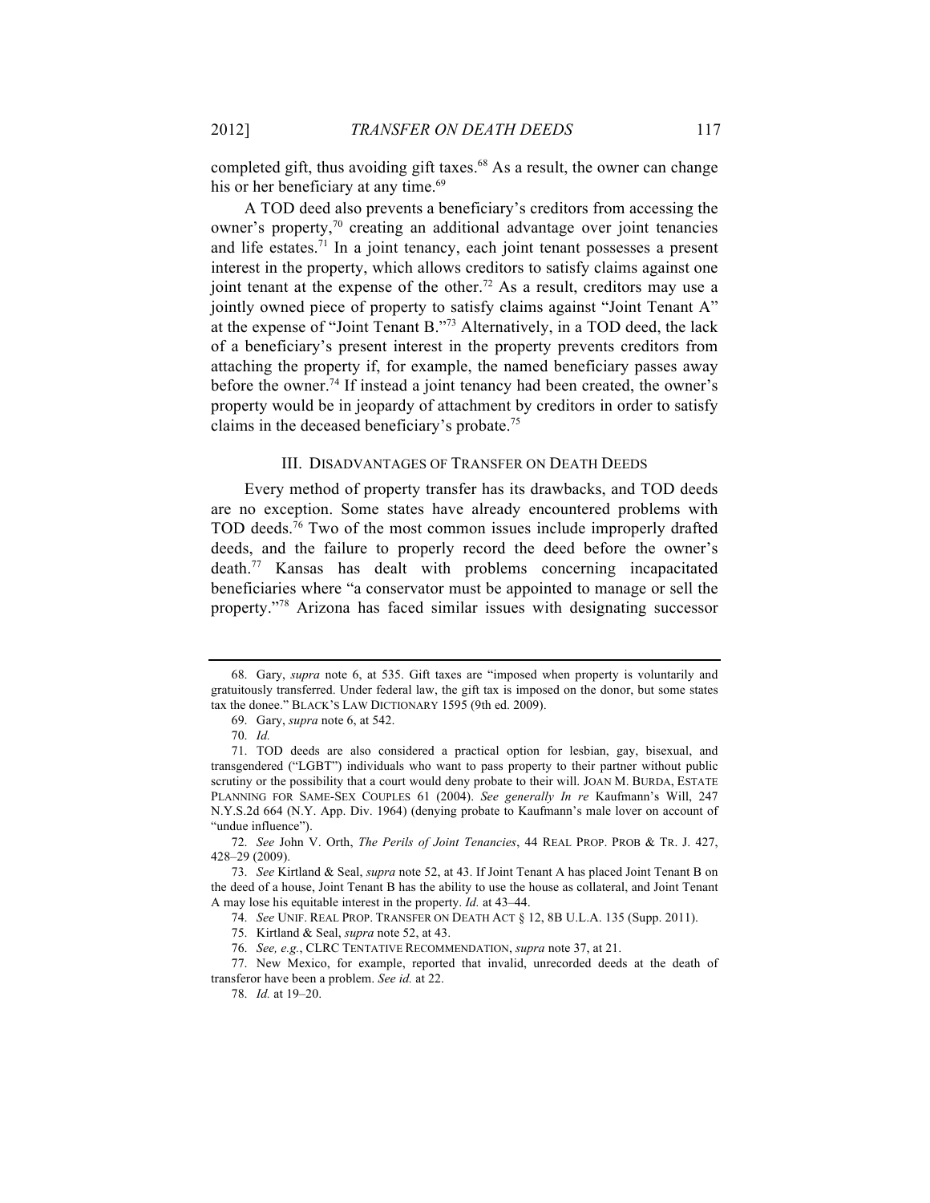completed gift, thus avoiding gift taxes.[68] As a result, the owner can change his or her beneficiary at any time.[69]

A TOD deed also prevents a beneficiary's creditors from accessing the owner's property,[70] creating an additional advantage over joint tenancies and life estates.[71] In a joint tenancy, each joint tenant possesses a present interest in the property, which allows creditors to satisfy claims against one joint tenant at the expense of the other.[72] As a result, creditors may use a jointly owned piece of property to satisfy claims against "Joint Tenant A" at the expense of "Joint Tenant B."[73] Alternatively, in a TOD deed, the lack of a beneficiary's present interest in the property prevents creditors from attaching the property if, for example, the named beneficiary passes away before the owner.[74] If instead a joint tenancy had been created, the owner's property would be in jeopardy of attachment by creditors in order to satisfy claims in the deceased beneficiary's probate.[75]

## III. DISADVANTAGES OF TRANSFER ON DEATH DEEDS

Every method of property transfer has its drawbacks, and TOD deeds are no exception. Some states have already encountered problems with TOD deeds.[76] Two of the most common issues include improperly drafted deeds, and the failure to properly record the deed before the owner's death.[77] Kansas has dealt with problems concerning incapacitated beneficiaries where "a conservator must be appointed to manage or sell the property."[78] Arizona has faced similar issues with designating successor

---

68. Gary, *supra* note 6, at 535. Gift taxes are "imposed when property is voluntarily and gratuitously transferred. Under federal law, the gift tax is imposed on the donor, but some states tax the donee." BLACK'S LAW DICTIONARY 1595 (9th ed. 2009).

69. Gary, *supra* note 6, at 542.

70. *Id.*

71. TOD deeds are also considered a practical option for lesbian, gay, bisexual, and transgendered ("LGBT") individuals who want to pass property to their partner without public scrutiny or the possibility that a court would deny probate to their will. JOAN M. BURDA, ESTATE PLANNING FOR SAME-SEX COUPLES 61 (2004). *See generally In re* Kaufmann's Will, 247 N.Y.S.2d 664 (N.Y. App. Div. 1964) (denying probate to Kaufmann's male lover on account of "undue influence").

72. *See* John V. Orth, *The Perils of Joint Tenancies*, 44 REAL PROP. PROB & TR. J. 427, 428–29 (2009).

73. *See* Kirtland & Seal, *supra* note 52, at 43. If Joint Tenant A has placed Joint Tenant B on the deed of a house, Joint Tenant B has the ability to use the house as collateral, and Joint Tenant A may lose his equitable interest in the property. *Id.* at 43–44.

74. *See* UNIF. REAL PROP. TRANSFER ON DEATH ACT § 12, 8B U.L.A. 135 (Supp. 2011).

75. Kirtland & Seal, *supra* note 52, at 43.

76. *See, e.g.*, CLRC TENTATIVE RECOMMENDATION, *supra* note 37, at 21.

77. New Mexico, for example, reported that invalid, unrecorded deeds at the death of transferor have been a problem. *See id.* at 22.

78. *Id.* at 19–20.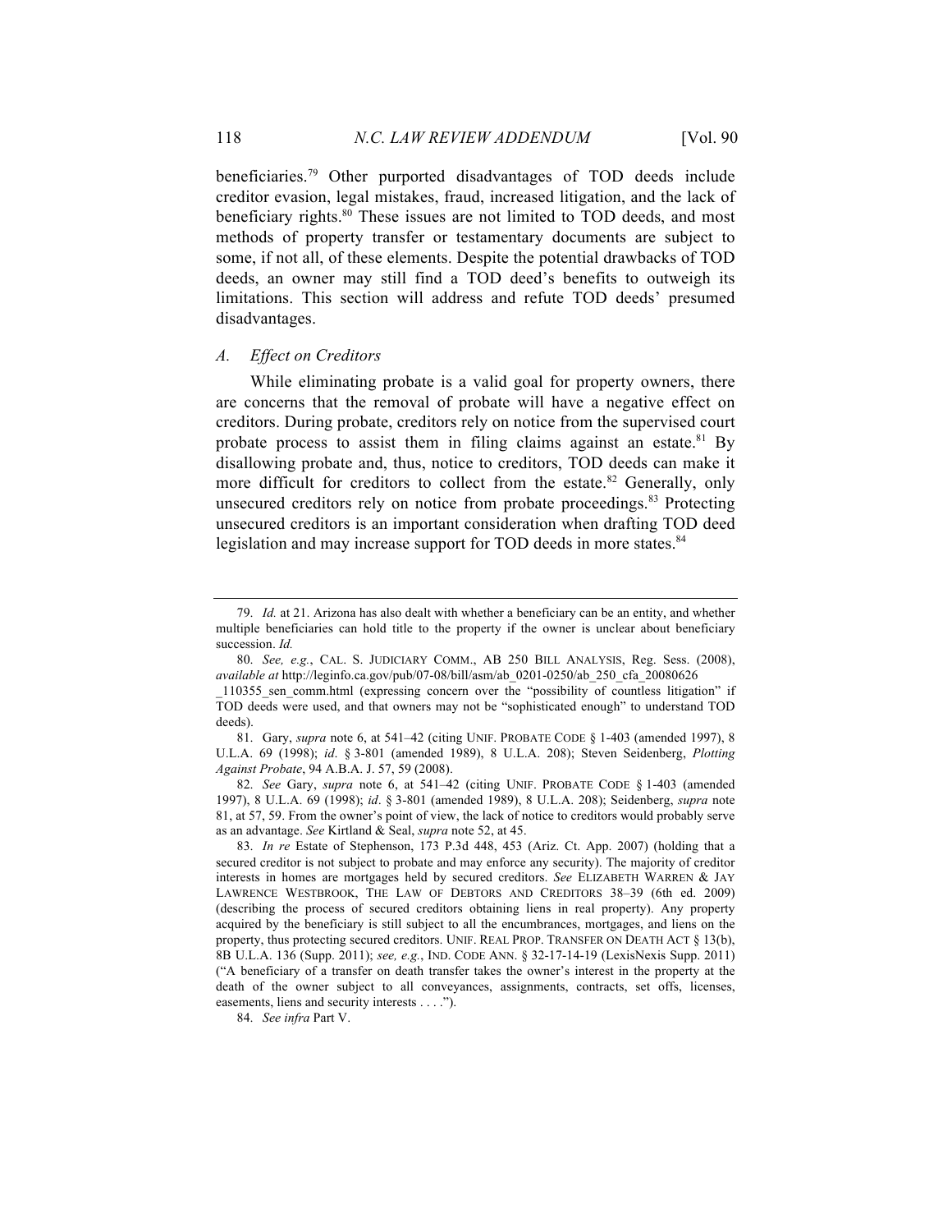beneficiaries.[79] Other purported disadvantages of TOD deeds include creditor evasion, legal mistakes, fraud, increased litigation, and the lack of beneficiary rights.[80] These issues are not limited to TOD deeds, and most methods of property transfer or testamentary documents are subject to some, if not all, of these elements. Despite the potential drawbacks of TOD deeds, an owner may still find a TOD deed's benefits to outweigh its limitations. This section will address and refute TOD deeds' presumed disadvantages.

### *A. Effect on Creditors*

While eliminating probate is a valid goal for property owners, there are concerns that the removal of probate will have a negative effect on creditors. During probate, creditors rely on notice from the supervised court probate process to assist them in filing claims against an estate.[81] By disallowing probate and, thus, notice to creditors, TOD deeds can make it more difficult for creditors to collect from the estate.[82] Generally, only unsecured creditors rely on notice from probate proceedings.[83] Protecting unsecured creditors is an important consideration when drafting TOD deed legislation and may increase support for TOD deeds in more states.[84]

---

79. *Id.* at 21. Arizona has also dealt with whether a beneficiary can be an entity, and whether multiple beneficiaries can hold title to the property if the owner is unclear about beneficiary succession. *Id.*

80. *See, e.g.*, CAL. S. JUDICIARY COMM., AB 250 BILL ANALYSIS, Reg. Sess. (2008), *available at* http://leginfo.ca.gov/pub/07-08/bill/asm/ab_0201-0250/ab_250_cfa_20080626_110355_sen_comm.html (expressing concern over the "possibility of countless litigation" if TOD deeds were used, and that owners may not be "sophisticated enough" to understand TOD deeds).

81. Gary, *supra* note 6, at 541–42 (citing UNIF. PROBATE CODE § 1-403 (amended 1997), 8 U.L.A. 69 (1998); *id*. § 3-801 (amended 1989), 8 U.L.A. 208); Steven Seidenberg, *Plotting Against Probate*, 94 A.B.A. J. 57, 59 (2008).

82. *See* Gary, *supra* note 6, at 541–42 (citing UNIF. PROBATE CODE § 1-403 (amended 1997), 8 U.L.A. 69 (1998); *id*. § 3-801 (amended 1989), 8 U.L.A. 208); Seidenberg, *supra* note 81, at 57, 59. From the owner's point of view, the lack of notice to creditors would probably serve as an advantage. *See* Kirtland & Seal, *supra* note 52, at 45.

83. *In re* Estate of Stephenson, 173 P.3d 448, 453 (Ariz. Ct. App. 2007) (holding that a secured creditor is not subject to probate and may enforce any security). The majority of creditor interests in homes are mortgages held by secured creditors. *See* ELIZABETH WARREN & JAY LAWRENCE WESTBROOK, THE LAW OF DEBTORS AND CREDITORS 38–39 (6th ed. 2009) (describing the process of secured creditors obtaining liens in real property). Any property acquired by the beneficiary is still subject to all the encumbrances, mortgages, and liens on the property, thus protecting secured creditors. UNIF. REAL PROP. TRANSFER ON DEATH ACT § 13(b), 8B U.L.A. 136 (Supp. 2011); *see, e.g.*, IND. CODE ANN. § 32-17-14-19 (LexisNexis Supp. 2011) ("A beneficiary of a transfer on death transfer takes the owner's interest in the property at the death of the owner subject to all conveyances, assignments, contracts, set offs, licenses, easements, liens and security interests . . . .").

84. *See infra* Part V.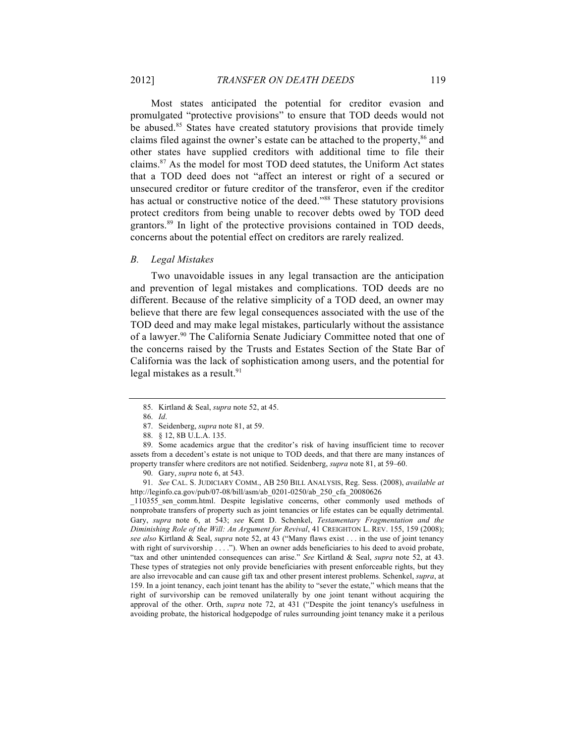Most states anticipated the potential for creditor evasion and promulgated "protective provisions" to ensure that TOD deeds would not be abused.[85] States have created statutory provisions that provide timely claims filed against the owner's estate can be attached to the property,[86] and other states have supplied creditors with additional time to file their claims.[87] As the model for most TOD deed statutes, the Uniform Act states that a TOD deed does not "affect an interest or right of a secured or unsecured creditor or future creditor of the transferor, even if the creditor has actual or constructive notice of the deed."[88] These statutory provisions protect creditors from being unable to recover debts owed by TOD deed grantors.[89] In light of the protective provisions contained in TOD deeds, concerns about the potential effect on creditors are rarely realized.

### *B. Legal Mistakes*

Two unavoidable issues in any legal transaction are the anticipation and prevention of legal mistakes and complications. TOD deeds are no different. Because of the relative simplicity of a TOD deed, an owner may believe that there are few legal consequences associated with the use of the TOD deed and may make legal mistakes, particularly without the assistance of a lawyer.[90] The California Senate Judiciary Committee noted that one of the concerns raised by the Trusts and Estates Section of the State Bar of California was the lack of sophistication among users, and the potential for legal mistakes as a result.[91]

---

85. Kirtland & Seal, *supra* note 52, at 45.

86. *Id*.

87. Seidenberg, *supra* note 81, at 59.

88. § 12, 8B U.L.A. 135.

89. Some academics argue that the creditor's risk of having insufficient time to recover assets from a decedent's estate is not unique to TOD deeds, and that there are many instances of property transfer where creditors are not notified. Seidenberg, *supra* note 81, at 59–60.

90. Gary, *supra* note 6, at 543.

91. *See* CAL. S. JUDICIARY COMM., AB 250 BILL ANALYSIS, Reg. Sess. (2008), *available at* http://leginfo.ca.gov/pub/07-08/bill/asm/ab_0201-0250/ab_250_cfa_20080626_110355_sen_comm.html. Despite legislative concerns, other commonly used methods of nonprobate transfers of property such as joint tenancies or life estates can be equally detrimental. Gary, *supra* note 6, at 543; *see* Kent D. Schenkel, *Testamentary Fragmentation and the Diminishing Role of the Will: An Argument for Revival*, 41 CREIGHTON L. REV. 155, 159 (2008); *see also* Kirtland & Seal, *supra* note 52, at 43 ("Many flaws exist . . . in the use of joint tenancy with right of survivorship . . . ."). When an owner adds beneficiaries to his deed to avoid probate, "tax and other unintended consequences can arise." *See* Kirtland & Seal, *supra* note 52, at 43. These types of strategies not only provide beneficiaries with present enforceable rights, but they are also irrevocable and can cause gift tax and other present interest problems. Schenkel, *supra*, at 159. In a joint tenancy, each joint tenant has the ability to "sever the estate," which means that the right of survivorship can be removed unilaterally by one joint tenant without acquiring the approval of the other. Orth, *supra* note 72, at 431 ("Despite the joint tenancy's usefulness in avoiding probate, the historical hodgepodge of rules surrounding joint tenancy make it a perilous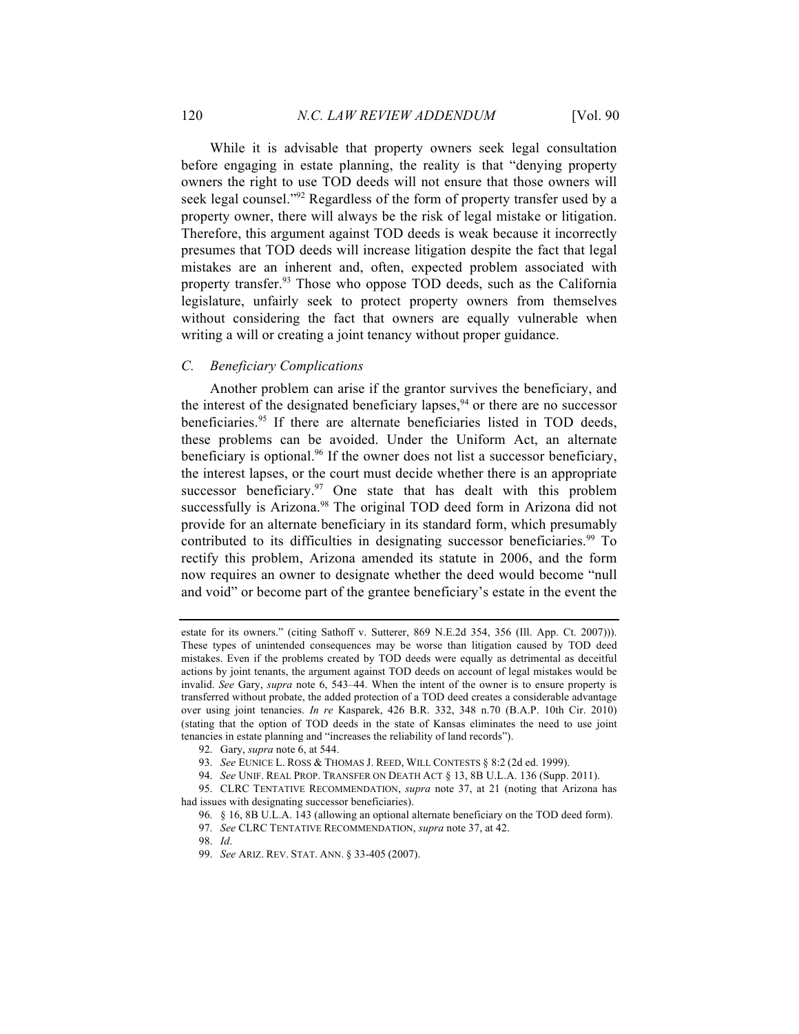While it is advisable that property owners seek legal consultation before engaging in estate planning, the reality is that "denying property owners the right to use TOD deeds will not ensure that those owners will seek legal counsel."[92] Regardless of the form of property transfer used by a property owner, there will always be the risk of legal mistake or litigation. Therefore, this argument against TOD deeds is weak because it incorrectly presumes that TOD deeds will increase litigation despite the fact that legal mistakes are an inherent and, often, expected problem associated with property transfer.[93] Those who oppose TOD deeds, such as the California legislature, unfairly seek to protect property owners from themselves without considering the fact that owners are equally vulnerable when writing a will or creating a joint tenancy without proper guidance.

### *C. Beneficiary Complications*

Another problem can arise if the grantor survives the beneficiary, and the interest of the designated beneficiary lapses,[94] or there are no successor beneficiaries.[95] If there are alternate beneficiaries listed in TOD deeds, these problems can be avoided. Under the Uniform Act, an alternate beneficiary is optional.[96] If the owner does not list a successor beneficiary, the interest lapses, or the court must decide whether there is an appropriate successor beneficiary.[97] One state that has dealt with this problem successfully is Arizona.[98] The original TOD deed form in Arizona did not provide for an alternate beneficiary in its standard form, which presumably contributed to its difficulties in designating successor beneficiaries.[99] To rectify this problem, Arizona amended its statute in 2006, and the form now requires an owner to designate whether the deed would become "null and void" or become part of the grantee beneficiary's estate in the event the

---

estate for its owners." (citing Sathoff v. Sutterer, 869 N.E.2d 354, 356 (Ill. App. Ct. 2007))). These types of unintended consequences may be worse than litigation caused by TOD deed mistakes. Even if the problems created by TOD deeds were equally as detrimental as deceitful actions by joint tenants, the argument against TOD deeds on account of legal mistakes would be invalid. *See* Gary, *supra* note 6, 543–44. When the intent of the owner is to ensure property is transferred without probate, the added protection of a TOD deed creates a considerable advantage over using joint tenancies. *In re* Kasparek, 426 B.R. 332, 348 n.70 (B.A.P. 10th Cir. 2010) (stating that the option of TOD deeds in the state of Kansas eliminates the need to use joint tenancies in estate planning and "increases the reliability of land records").

92. Gary, *supra* note 6, at 544.

93. *See* EUNICE L. ROSS & THOMAS J. REED, WILL CONTESTS § 8:2 (2d ed. 1999).

94. *See* UNIF. REAL PROP. TRANSFER ON DEATH ACT § 13, 8B U.L.A. 136 (Supp. 2011).

95. CLRC TENTATIVE RECOMMENDATION, *supra* note 37, at 21 (noting that Arizona has had issues with designating successor beneficiaries).

96. § 16, 8B U.L.A. 143 (allowing an optional alternate beneficiary on the TOD deed form).

97. *See* CLRC TENTATIVE RECOMMENDATION, *supra* note 37, at 42.

98. *Id*.

99. *See* ARIZ. REV. STAT. ANN. § 33-405 (2007).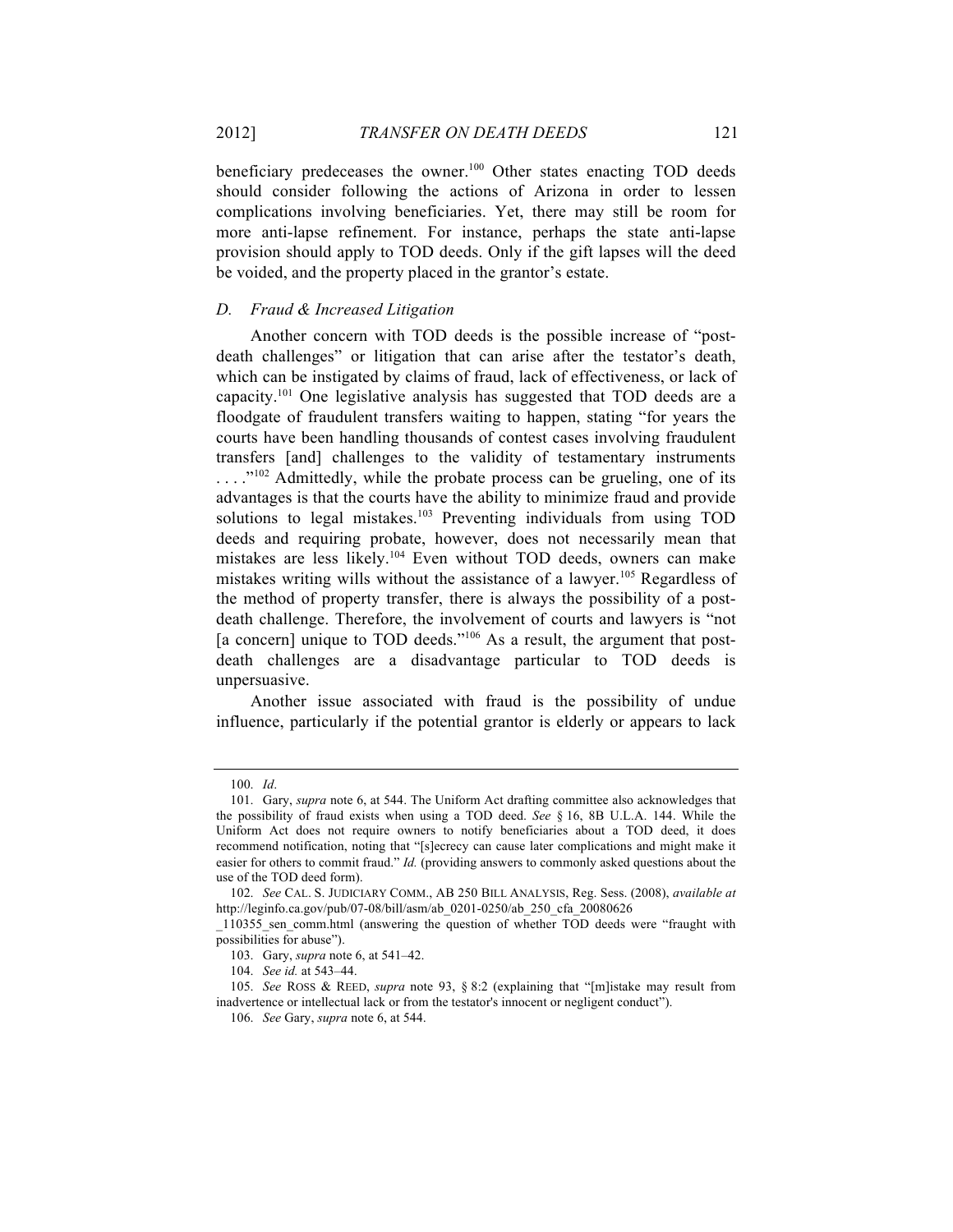beneficiary predeceases the owner.[100] Other states enacting TOD deeds should consider following the actions of Arizona in order to lessen complications involving beneficiaries. Yet, there may still be room for more anti-lapse refinement. For instance, perhaps the state anti-lapse provision should apply to TOD deeds. Only if the gift lapses will the deed be voided, and the property placed in the grantor's estate.

### *D. Fraud & Increased Litigation*

Another concern with TOD deeds is the possible increase of "post-death challenges" or litigation that can arise after the testator's death, which can be instigated by claims of fraud, lack of effectiveness, or lack of capacity.[101] One legislative analysis has suggested that TOD deeds are a floodgate of fraudulent transfers waiting to happen, stating "for years the courts have been handling thousands of contest cases involving fraudulent transfers [and] challenges to the validity of testamentary instruments . . . ."[102] Admittedly, while the probate process can be grueling, one of its advantages is that the courts have the ability to minimize fraud and provide solutions to legal mistakes.[103] Preventing individuals from using TOD deeds and requiring probate, however, does not necessarily mean that mistakes are less likely.[104] Even without TOD deeds, owners can make mistakes writing wills without the assistance of a lawyer.[105] Regardless of the method of property transfer, there is always the possibility of a post-death challenge. Therefore, the involvement of courts and lawyers is "not [a concern] unique to TOD deeds."[106] As a result, the argument that post-death challenges are a disadvantage particular to TOD deeds is unpersuasive.

Another issue associated with fraud is the possibility of undue influence, particularly if the potential grantor is elderly or appears to lack

---

100. *Id*.

101. Gary, *supra* note 6, at 544. The Uniform Act drafting committee also acknowledges that the possibility of fraud exists when using a TOD deed. *See* § 16, 8B U.L.A. 144. While the Uniform Act does not require owners to notify beneficiaries about a TOD deed, it does recommend notification, noting that "[s]ecrecy can cause later complications and might make it easier for others to commit fraud." *Id.* (providing answers to commonly asked questions about the use of the TOD deed form).

102. *See* CAL. S. JUDICIARY COMM., AB 250 BILL ANALYSIS, Reg. Sess. (2008), *available at* http://leginfo.ca.gov/pub/07-08/bill/asm/ab_0201-0250/ab_250_cfa_20080626_110355_sen_comm.html (answering the question of whether TOD deeds were "fraught with possibilities for abuse").

103. Gary, *supra* note 6, at 541–42.

104. *See id.* at 543–44.

105. *See* ROSS & REED, *supra* note 93, § 8:2 (explaining that "[m]istake may result from inadvertence or intellectual lack or from the testator's innocent or negligent conduct").

106. *See* Gary, *supra* note 6, at 544.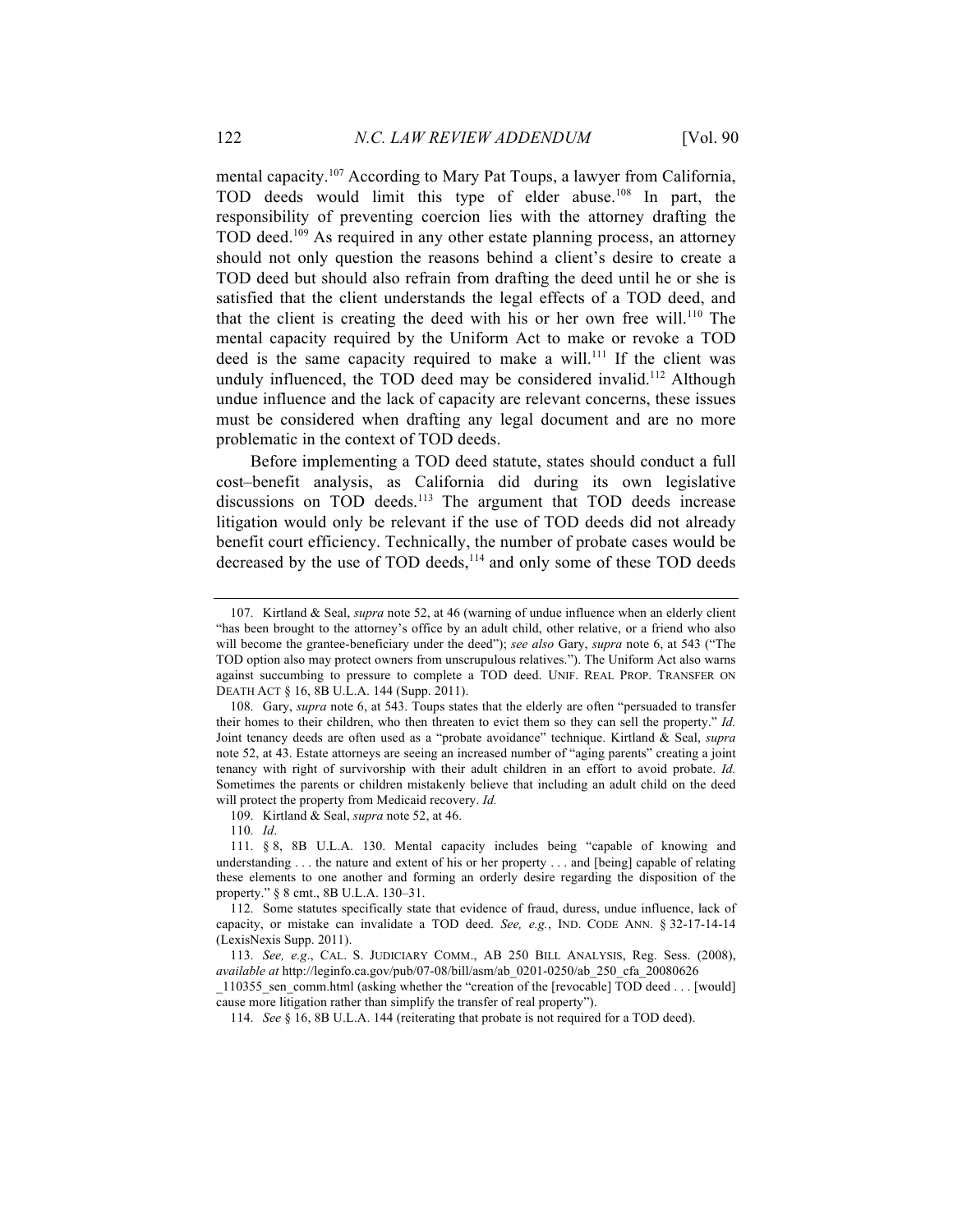mental capacity.[107] According to Mary Pat Toups, a lawyer from California, TOD deeds would limit this type of elder abuse.[108] In part, the responsibility of preventing coercion lies with the attorney drafting the TOD deed.[109] As required in any other estate planning process, an attorney should not only question the reasons behind a client's desire to create a TOD deed but should also refrain from drafting the deed until he or she is satisfied that the client understands the legal effects of a TOD deed, and that the client is creating the deed with his or her own free will.[110] The mental capacity required by the Uniform Act to make or revoke a TOD deed is the same capacity required to make a will.[111] If the client was unduly influenced, the TOD deed may be considered invalid.[112] Although undue influence and the lack of capacity are relevant concerns, these issues must be considered when drafting any legal document and are no more problematic in the context of TOD deeds.

Before implementing a TOD deed statute, states should conduct a full cost–benefit analysis, as California did during its own legislative discussions on TOD deeds.[113] The argument that TOD deeds increase litigation would only be relevant if the use of TOD deeds did not already benefit court efficiency. Technically, the number of probate cases would be decreased by the use of TOD deeds,[114] and only some of these TOD deeds

---

107. Kirtland & Seal, *supra* note 52, at 46 (warning of undue influence when an elderly client "has been brought to the attorney's office by an adult child, other relative, or a friend who also will become the grantee-beneficiary under the deed"); *see also* Gary, *supra* note 6, at 543 ("The TOD option also may protect owners from unscrupulous relatives."). The Uniform Act also warns against succumbing to pressure to complete a TOD deed. UNIF. REAL PROP. TRANSFER ON DEATH ACT § 16, 8B U.L.A. 144 (Supp. 2011).

108. Gary, *supra* note 6, at 543. Toups states that the elderly are often "persuaded to transfer their homes to their children, who then threaten to evict them so they can sell the property." *Id.* Joint tenancy deeds are often used as a "probate avoidance" technique. Kirtland & Seal, *supra* note 52, at 43. Estate attorneys are seeing an increased number of "aging parents" creating a joint tenancy with right of survivorship with their adult children in an effort to avoid probate. *Id.* Sometimes the parents or children mistakenly believe that including an adult child on the deed will protect the property from Medicaid recovery. *Id.*

109. Kirtland & Seal, *supra* note 52, at 46.

110. *Id*.

111. § 8, 8B U.L.A. 130. Mental capacity includes being "capable of knowing and understanding . . . the nature and extent of his or her property . . . and [being] capable of relating these elements to one another and forming an orderly desire regarding the disposition of the property." § 8 cmt., 8B U.L.A. 130–31.

112. Some statutes specifically state that evidence of fraud, duress, undue influence, lack of capacity, or mistake can invalidate a TOD deed. *See, e.g.*, IND. CODE ANN. § 32-17-14-14 (LexisNexis Supp. 2011).

113. *See, e.g*., CAL. S. JUDICIARY COMM., AB 250 BILL ANALYSIS, Reg. Sess. (2008), *available at* http://leginfo.ca.gov/pub/07-08/bill/asm/ab_0201-0250/ab_250_cfa_20080626_110355_sen_comm.html (asking whether the "creation of the [revocable] TOD deed . . . [would] cause more litigation rather than simplify the transfer of real property").

114. *See* § 16, 8B U.L.A. 144 (reiterating that probate is not required for a TOD deed).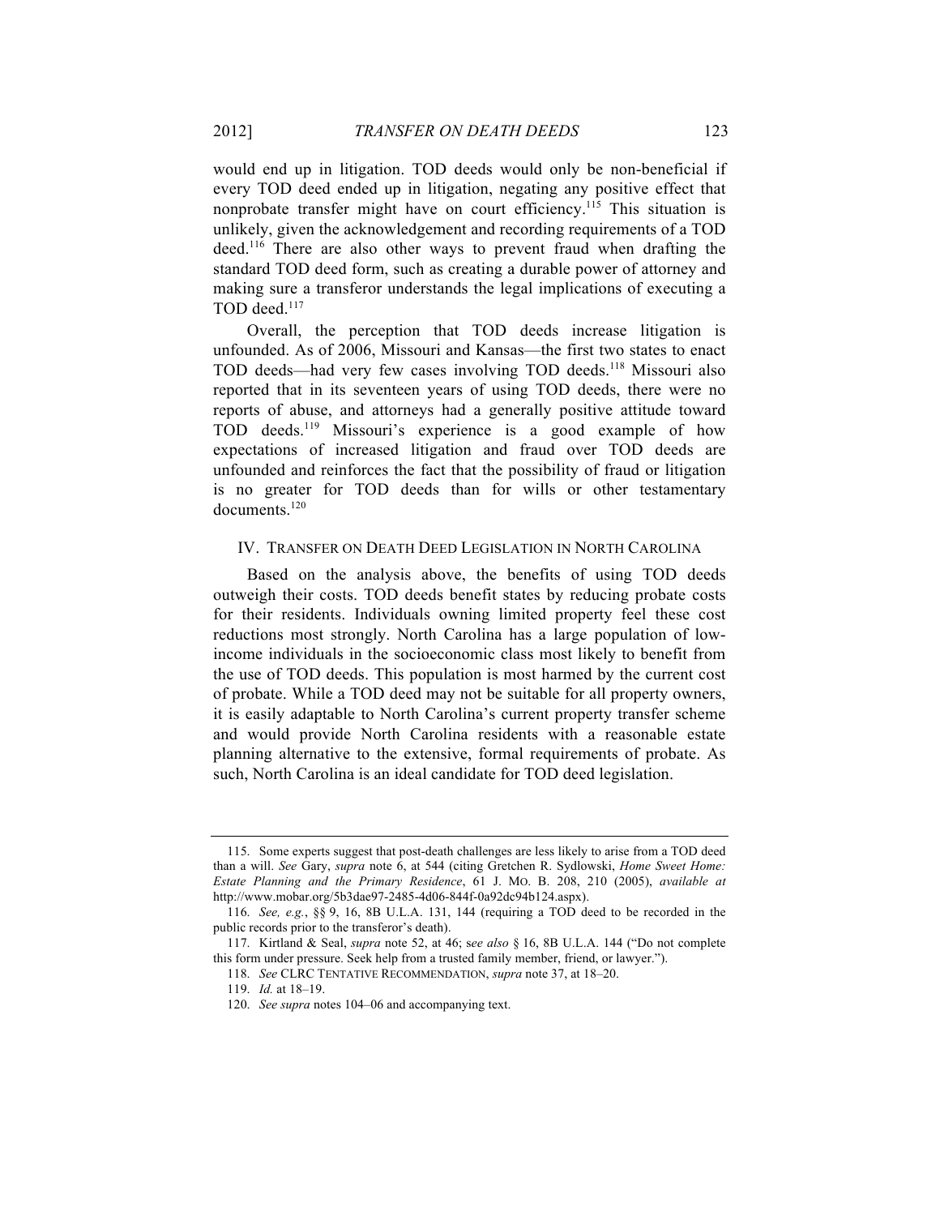would end up in litigation. TOD deeds would only be non-beneficial if every TOD deed ended up in litigation, negating any positive effect that nonprobate transfer might have on court efficiency.[115] This situation is unlikely, given the acknowledgement and recording requirements of a TOD deed.[116] There are also other ways to prevent fraud when drafting the standard TOD deed form, such as creating a durable power of attorney and making sure a transferor understands the legal implications of executing a TOD deed.[117]

Overall, the perception that TOD deeds increase litigation is unfounded. As of 2006, Missouri and Kansas—the first two states to enact TOD deeds—had very few cases involving TOD deeds.[118] Missouri also reported that in its seventeen years of using TOD deeds, there were no reports of abuse, and attorneys had a generally positive attitude toward TOD deeds.[119] Missouri's experience is a good example of how expectations of increased litigation and fraud over TOD deeds are unfounded and reinforces the fact that the possibility of fraud or litigation is no greater for TOD deeds than for wills or other testamentary documents.[120]

## IV. TRANSFER ON DEATH DEED LEGISLATION IN NORTH CAROLINA

Based on the analysis above, the benefits of using TOD deeds outweigh their costs. TOD deeds benefit states by reducing probate costs for their residents. Individuals owning limited property feel these cost reductions most strongly. North Carolina has a large population of low-income individuals in the socioeconomic class most likely to benefit from the use of TOD deeds. This population is most harmed by the current cost of probate. While a TOD deed may not be suitable for all property owners, it is easily adaptable to North Carolina's current property transfer scheme and would provide North Carolina residents with a reasonable estate planning alternative to the extensive, formal requirements of probate. As such, North Carolina is an ideal candidate for TOD deed legislation.

---

115. Some experts suggest that post-death challenges are less likely to arise from a TOD deed than a will. *See* Gary, *supra* note 6, at 544 (citing Gretchen R. Sydlowski, *Home Sweet Home: Estate Planning and the Primary Residence*, 61 J. MO. B. 208, 210 (2005), *available at* http://www.mobar.org/5b3dae97-2485-4d06-844f-0a92dc94b124.aspx).

116. *See, e.g.*, §§ 9, 16, 8B U.L.A. 131, 144 (requiring a TOD deed to be recorded in the public records prior to the transferor's death).

117. Kirtland & Seal, *supra* note 52, at 46; s*ee also* § 16, 8B U.L.A. 144 ("Do not complete this form under pressure. Seek help from a trusted family member, friend, or lawyer.").

118. *See* CLRC TENTATIVE RECOMMENDATION, *supra* note 37, at 18–20.

119. *Id.* at 18–19.

120. *See supra* notes 104–06 and accompanying text.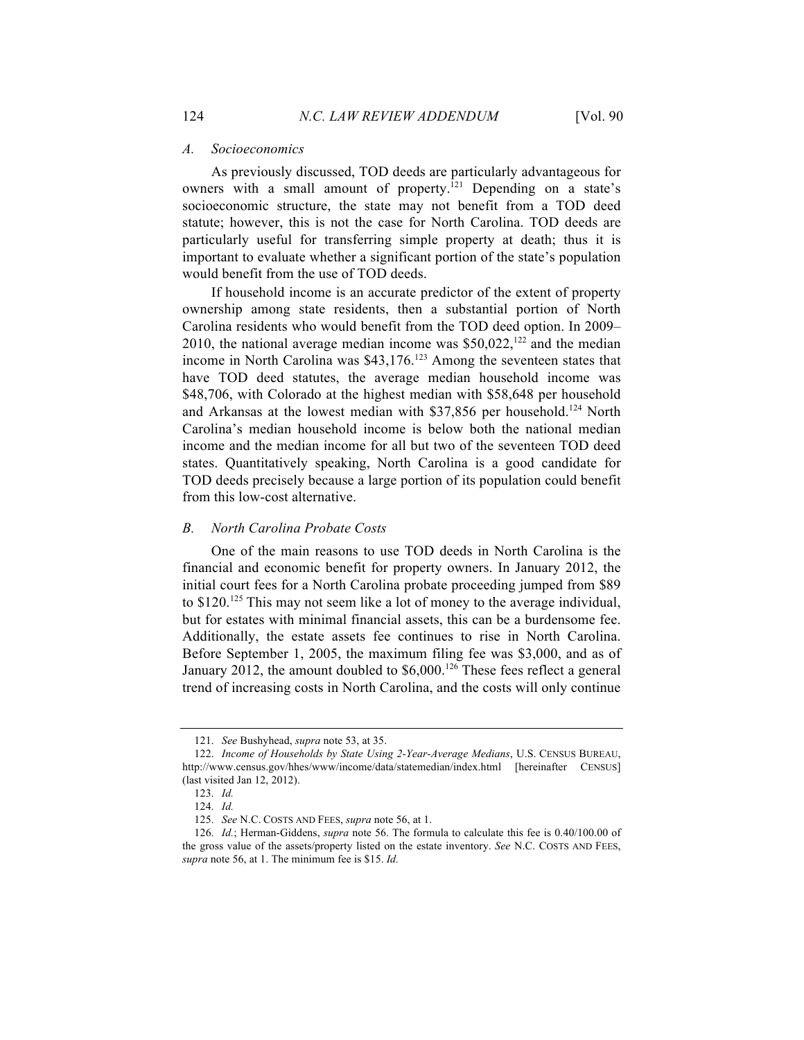### *A. Socioeconomics*

As previously discussed, TOD deeds are particularly advantageous for owners with a small amount of property.[121] Depending on a state's socioeconomic structure, the state may not benefit from a TOD deed statute; however, this is not the case for North Carolina. TOD deeds are particularly useful for transferring simple property at death; thus it is important to evaluate whether a significant portion of the state's population would benefit from the use of TOD deeds.

If household income is an accurate predictor of the extent of property ownership among state residents, then a substantial portion of North Carolina residents who would benefit from the TOD deed option. In 2009–2010, the national average median income was $50,022,[122] and the median income in North Carolina was $43,176.[123] Among the seventeen states that have TOD deed statutes, the average median household income was $48,706, with Colorado at the highest median with $58,648 per household and Arkansas at the lowest median with $37,856 per household.[124] North Carolina's median household income is below both the national median income and the median income for all but two of the seventeen TOD deed states. Quantitatively speaking, North Carolina is a good candidate for TOD deeds precisely because a large portion of its population could benefit from this low-cost alternative.

### *B. North Carolina Probate Costs*

One of the main reasons to use TOD deeds in North Carolina is the financial and economic benefit for property owners. In January 2012, the initial court fees for a North Carolina probate proceeding jumped from $89 to $120.[125] This may not seem like a lot of money to the average individual, but for estates with minimal financial assets, this can be a burdensome fee. Additionally, the estate assets fee continues to rise in North Carolina. Before September 1, 2005, the maximum filing fee was $3,000, and as of January 2012, the amount doubled to $6,000.[126] These fees reflect a general trend of increasing costs in North Carolina, and the costs will only continue

---

121. *See* Bushyhead, *supra* note 53, at 35.

122. *Income of Households by State Using 2-Year-Average Medians*, U.S. CENSUS BUREAU, http://www.census.gov/hhes/www/income/data/statemedian/index.html [hereinafter CENSUS] (last visited Jan 12, 2012).

123. *Id.*

124. *Id.*

125. *See* N.C. COSTS AND FEES, *supra* note 56, at 1.

126. *Id.*; Herman-Giddens, *supra* note 56. The formula to calculate this fee is 0.40/100.00 of the gross value of the assets/property listed on the estate inventory. *See* N.C. COSTS AND FEES, *supra* note 56, at 1. The minimum fee is $15. *Id.*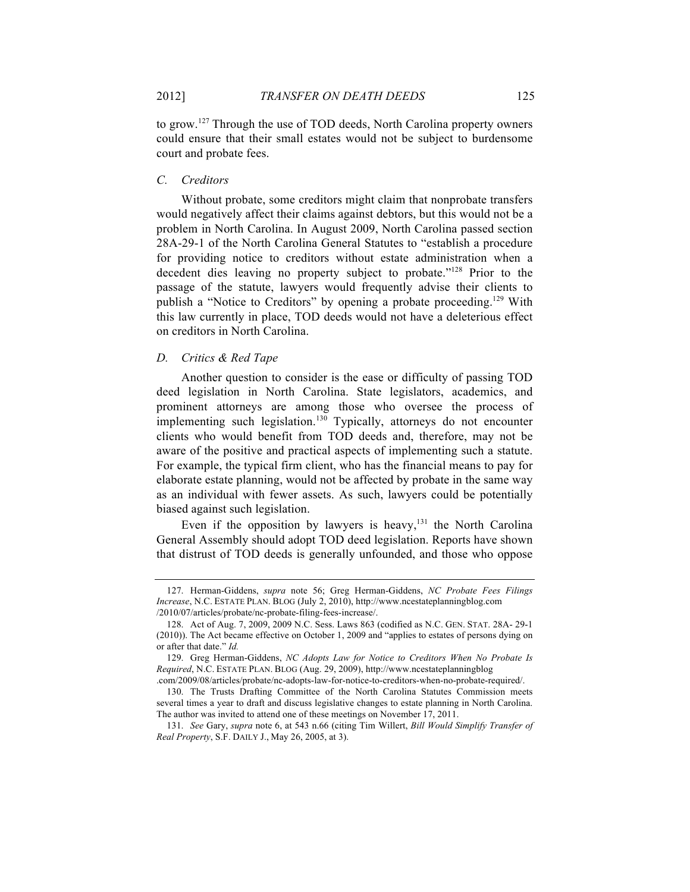to grow.[127] Through the use of TOD deeds, North Carolina property owners could ensure that their small estates would not be subject to burdensome court and probate fees.

### *C. Creditors*

Without probate, some creditors might claim that nonprobate transfers would negatively affect their claims against debtors, but this would not be a problem in North Carolina. In August 2009, North Carolina passed section 28A-29-1 of the North Carolina General Statutes to "establish a procedure for providing notice to creditors without estate administration when a decedent dies leaving no property subject to probate."[128] Prior to the passage of the statute, lawyers would frequently advise their clients to publish a "Notice to Creditors" by opening a probate proceeding.[129] With this law currently in place, TOD deeds would not have a deleterious effect on creditors in North Carolina.

### *D. Critics & Red Tape*

Another question to consider is the ease or difficulty of passing TOD deed legislation in North Carolina. State legislators, academics, and prominent attorneys are among those who oversee the process of implementing such legislation.[130] Typically, attorneys do not encounter clients who would benefit from TOD deeds and, therefore, may not be aware of the positive and practical aspects of implementing such a statute. For example, the typical firm client, who has the financial means to pay for elaborate estate planning, would not be affected by probate in the same way as an individual with fewer assets. As such, lawyers could be potentially biased against such legislation.

Even if the opposition by lawyers is heavy,[131] the North Carolina General Assembly should adopt TOD deed legislation. Reports have shown that distrust of TOD deeds is generally unfounded, and those who oppose

---

127. Herman-Giddens, *supra* note 56; Greg Herman-Giddens, *NC Probate Fees Filings Increase*, N.C. ESTATE PLAN. BLOG (July 2, 2010), http://www.ncestateplanningblog.com /2010/07/articles/probate/nc-probate-filing-fees-increase/.

128. Act of Aug. 7, 2009, 2009 N.C. Sess. Laws 863 (codified as N.C. GEN. STAT. 28A- 29-1 (2010)). The Act became effective on October 1, 2009 and "applies to estates of persons dying on or after that date." *Id.*

129. Greg Herman-Giddens, *NC Adopts Law for Notice to Creditors When No Probate Is Required*, N.C. ESTATE PLAN. BLOG (Aug. 29, 2009), http://www.ncestateplanningblog .com/2009/08/articles/probate/nc-adopts-law-for-notice-to-creditors-when-no-probate-required/.

130. The Trusts Drafting Committee of the North Carolina Statutes Commission meets several times a year to draft and discuss legislative changes to estate planning in North Carolina. The author was invited to attend one of these meetings on November 17, 2011.

131. *See* Gary, *supra* note 6, at 543 n.66 (citing Tim Willert, *Bill Would Simplify Transfer of Real Property*, S.F. DAILY J., May 26, 2005, at 3).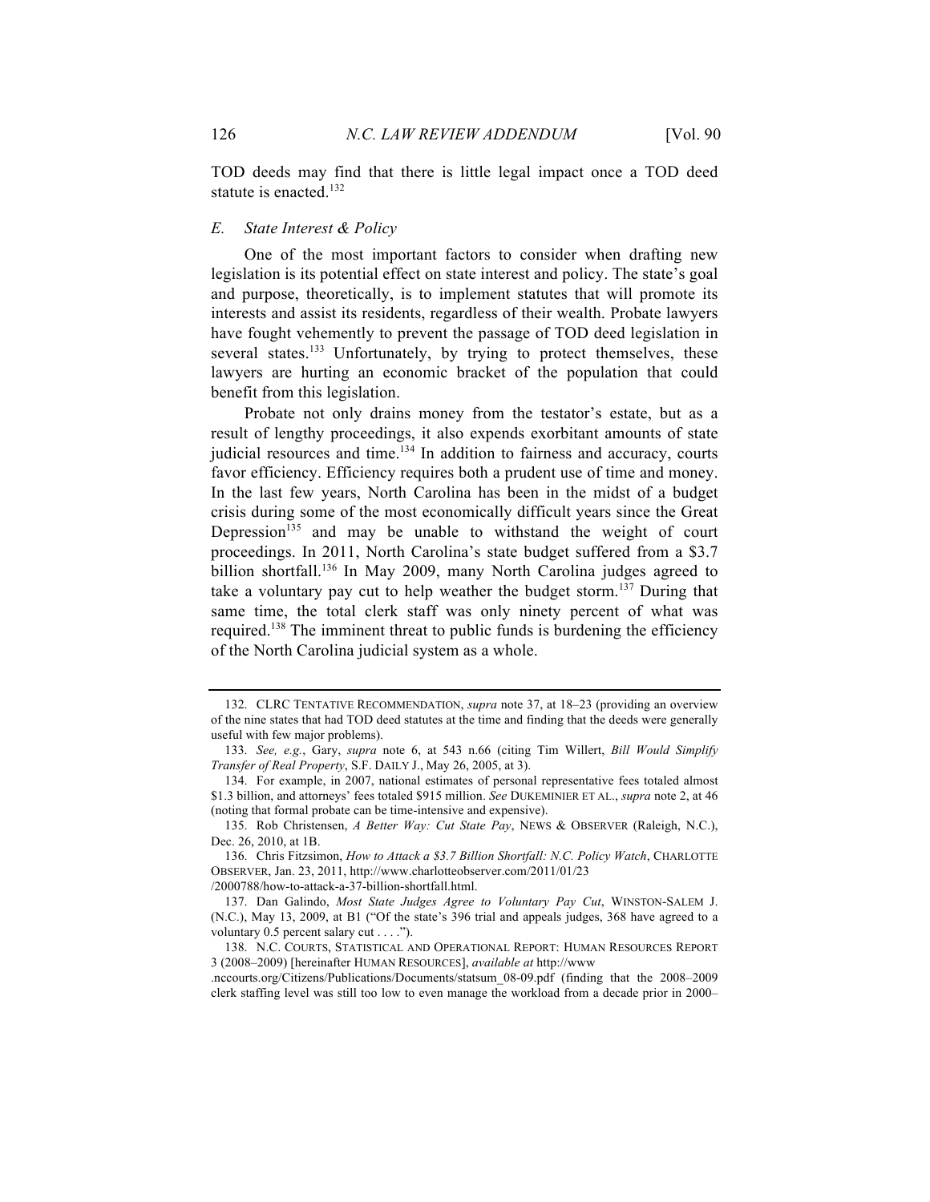TOD deeds may find that there is little legal impact once a TOD deed statute is enacted.[132]

### *E. State Interest & Policy*

One of the most important factors to consider when drafting new legislation is its potential effect on state interest and policy. The state's goal and purpose, theoretically, is to implement statutes that will promote its interests and assist its residents, regardless of their wealth. Probate lawyers have fought vehemently to prevent the passage of TOD deed legislation in several states.[133] Unfortunately, by trying to protect themselves, these lawyers are hurting an economic bracket of the population that could benefit from this legislation.

Probate not only drains money from the testator's estate, but as a result of lengthy proceedings, it also expends exorbitant amounts of state judicial resources and time.[134] In addition to fairness and accuracy, courts favor efficiency. Efficiency requires both a prudent use of time and money. In the last few years, North Carolina has been in the midst of a budget crisis during some of the most economically difficult years since the Great Depression[135] and may be unable to withstand the weight of court proceedings. In 2011, North Carolina's state budget suffered from a $3.7 billion shortfall.[136] In May 2009, many North Carolina judges agreed to take a voluntary pay cut to help weather the budget storm.[137] During that same time, the total clerk staff was only ninety percent of what was required.[138] The imminent threat to public funds is burdening the efficiency of the North Carolina judicial system as a whole.

---

132. CLRC TENTATIVE RECOMMENDATION, *supra* note 37, at 18–23 (providing an overview of the nine states that had TOD deed statutes at the time and finding that the deeds were generally useful with few major problems).

133. *See, e.g.*, Gary, *supra* note 6, at 543 n.66 (citing Tim Willert, *Bill Would Simplify Transfer of Real Property*, S.F. DAILY J., May 26, 2005, at 3).

134. For example, in 2007, national estimates of personal representative fees totaled almost $1.3 billion, and attorneys' fees totaled $915 million. *See* DUKEMINIER ET AL., *supra* note 2, at 46 (noting that formal probate can be time-intensive and expensive).

135. Rob Christensen, *A Better Way: Cut State Pay*, NEWS & OBSERVER (Raleigh, N.C.), Dec. 26, 2010, at 1B.

136. Chris Fitzsimon, *How to Attack a $3.7 Billion Shortfall: N.C. Policy Watch*, CHARLOTTE OBSERVER, Jan. 23, 2011, http://www.charlotteobserver.com/2011/01/23/2000788/how-to-attack-a-37-billion-shortfall.html.

137. Dan Galindo, *Most State Judges Agree to Voluntary Pay Cut*, WINSTON-SALEM J. (N.C.), May 13, 2009, at B1 ("Of the state's 396 trial and appeals judges, 368 have agreed to a voluntary 0.5 percent salary cut . . . .").

138. N.C. COURTS, STATISTICAL AND OPERATIONAL REPORT: HUMAN RESOURCES REPORT 3 (2008–2009) [hereinafter HUMAN RESOURCES], *available at* http://www.nccourts.org/Citizens/Publications/Documents/statsum_08-09.pdf (finding that the 2008–2009 clerk staffing level was still too low to even manage the workload from a decade prior in 2000–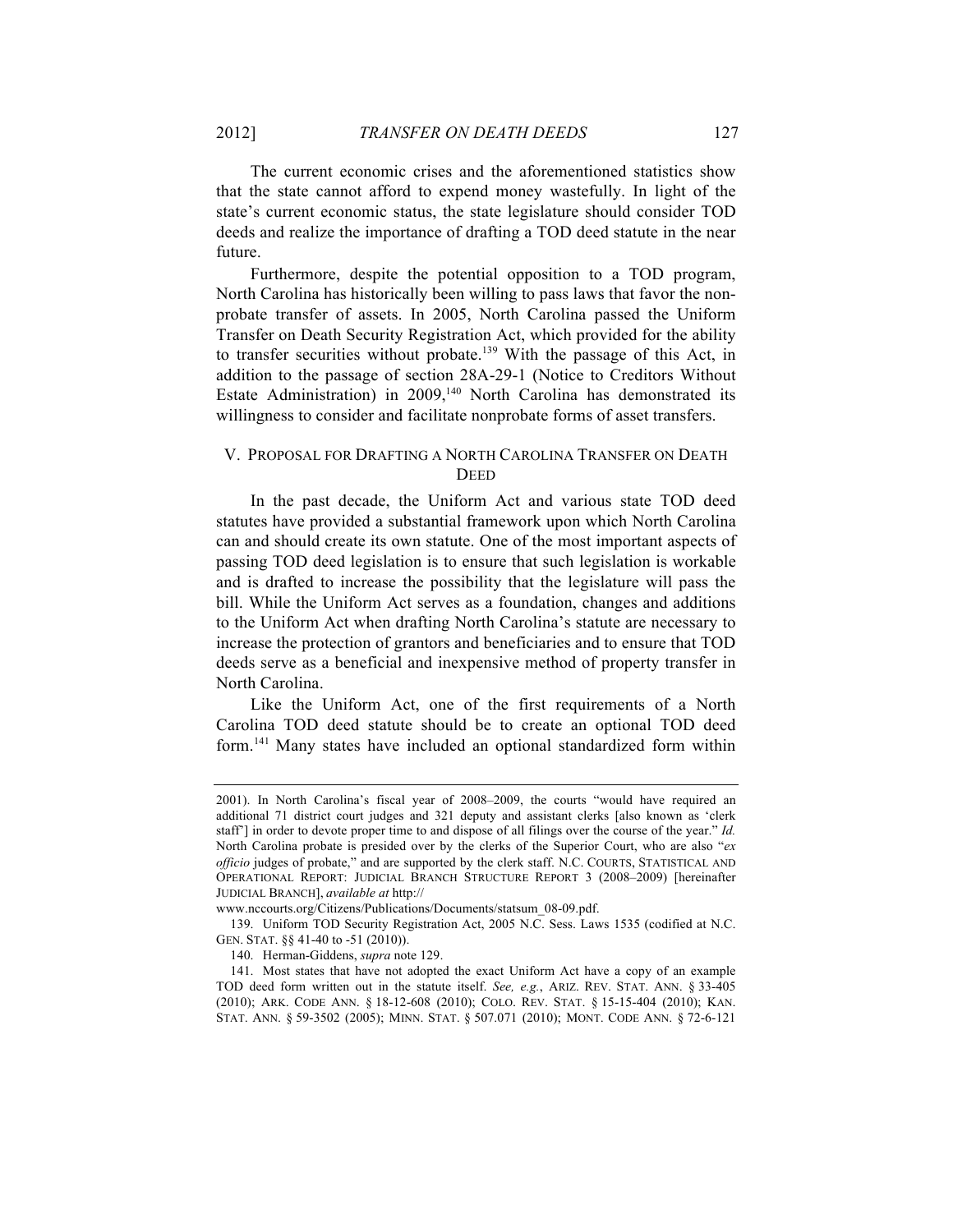The current economic crises and the aforementioned statistics show that the state cannot afford to expend money wastefully. In light of the state's current economic status, the state legislature should consider TOD deeds and realize the importance of drafting a TOD deed statute in the near future.

Furthermore, despite the potential opposition to a TOD program, North Carolina has historically been willing to pass laws that favor the non-probate transfer of assets. In 2005, North Carolina passed the Uniform Transfer on Death Security Registration Act, which provided for the ability to transfer securities without probate.[139] With the passage of this Act, in addition to the passage of section 28A-29-1 (Notice to Creditors Without Estate Administration) in 2009,[140] North Carolina has demonstrated its willingness to consider and facilitate nonprobate forms of asset transfers.

## V. Proposal for Drafting a North Carolina Transfer on Death Deed

In the past decade, the Uniform Act and various state TOD deed statutes have provided a substantial framework upon which North Carolina can and should create its own statute. One of the most important aspects of passing TOD deed legislation is to ensure that such legislation is workable and is drafted to increase the possibility that the legislature will pass the bill. While the Uniform Act serves as a foundation, changes and additions to the Uniform Act when drafting North Carolina's statute are necessary to increase the protection of grantors and beneficiaries and to ensure that TOD deeds serve as a beneficial and inexpensive method of property transfer in North Carolina.

Like the Uniform Act, one of the first requirements of a North Carolina TOD deed statute should be to create an optional TOD deed form.[141] Many states have included an optional standardized form within

---

2001). In North Carolina's fiscal year of 2008–2009, the courts "would have required an additional 71 district court judges and 321 deputy and assistant clerks [also known as 'clerk staff'] in order to devote proper time to and dispose of all filings over the course of the year." *Id.* North Carolina probate is presided over by the clerks of the Superior Court, who are also "*ex officio* judges of probate," and are supported by the clerk staff. N.C. COURTS, STATISTICAL AND OPERATIONAL REPORT: JUDICIAL BRANCH STRUCTURE REPORT 3 (2008–2009) [hereinafter JUDICIAL BRANCH], *available at* http://www.nccourts.org/Citizens/Publications/Documents/statsum_08-09.pdf.

139. Uniform TOD Security Registration Act, 2005 N.C. Sess. Laws 1535 (codified at N.C. GEN. STAT. §§ 41-40 to -51 (2010)).

140. Herman-Giddens, *supra* note 129.

141. Most states that have not adopted the exact Uniform Act have a copy of an example TOD deed form written out in the statute itself. *See, e.g.*, ARIZ. REV. STAT. ANN. § 33-405 (2010); ARK. CODE ANN. § 18-12-608 (2010); COLO. REV. STAT. § 15-15-404 (2010); KAN. STAT. ANN. § 59-3502 (2005); MINN. STAT. § 507.071 (2010); MONT. CODE ANN. § 72-6-121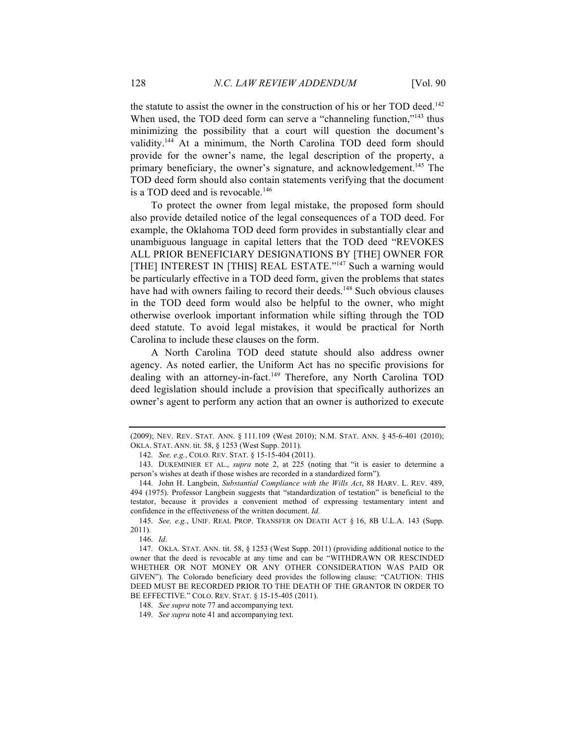the statute to assist the owner in the construction of his or her TOD deed.[142] When used, the TOD deed form can serve a "channeling function,"[143] thus minimizing the possibility that a court will question the document's validity.[144] At a minimum, the North Carolina TOD deed form should provide for the owner's name, the legal description of the property, a primary beneficiary, the owner's signature, and acknowledgement.[145] The TOD deed form should also contain statements verifying that the document is a TOD deed and is revocable.[146]

To protect the owner from legal mistake, the proposed form should also provide detailed notice of the legal consequences of a TOD deed. For example, the Oklahoma TOD deed form provides in substantially clear and unambiguous language in capital letters that the TOD deed "REVOKES ALL PRIOR BENEFICIARY DESIGNATIONS BY [THE] OWNER FOR [THE] INTEREST IN [THIS] REAL ESTATE."[147] Such a warning would be particularly effective in a TOD deed form, given the problems that states have had with owners failing to record their deeds.[148] Such obvious clauses in the TOD deed form would also be helpful to the owner, who might otherwise overlook important information while sifting through the TOD deed statute. To avoid legal mistakes, it would be practical for North Carolina to include these clauses on the form.

A North Carolina TOD deed statute should also address owner agency. As noted earlier, the Uniform Act has no specific provisions for dealing with an attorney-in-fact.[149] Therefore, any North Carolina TOD deed legislation should include a provision that specifically authorizes an owner's agent to perform any action that an owner is authorized to execute

---

(2009); NEV. REV. STAT. ANN. § 111.109 (West 2010); N.M. STAT. ANN. § 45-6-401 (2010); OKLA. STAT. ANN. tit. 58, § 1253 (West Supp. 2011).

142. *See, e.g.*, COLO. REV. STAT. § 15-15-404 (2011).

143. DUKEMINIER ET AL., *supra* note 2, at 225 (noting that "it is easier to determine a person's wishes at death if those wishes are recorded in a standardized form").

144. John H. Langbein, *Substantial Compliance with the Wills Act*, 88 HARV. L. REV. 489, 494 (1975). Professor Langbein suggests that "standardization of testation" is beneficial to the testator, because it provides a convenient method of expressing testamentary intent and confidence in the effectiveness of the written document. *Id.*

145. *See, e.g.*, UNIF. REAL PROP. TRANSFER ON DEATH ACT § 16, 8B U.L.A. 143 (Supp. 2011).

146. *Id*.

147. OKLA. STAT. ANN. tit. 58, § 1253 (West Supp. 2011) (providing additional notice to the owner that the deed is revocable at any time and can be "WITHDRAWN OR RESCINDED WHETHER OR NOT MONEY OR ANY OTHER CONSIDERATION WAS PAID OR GIVEN"). The Colorado beneficiary deed provides the following clause: "CAUTION: THIS DEED MUST BE RECORDED PRIOR TO THE DEATH OF THE GRANTOR IN ORDER TO BE EFFECTIVE." COLO. REV. STAT. § 15-15-405 (2011).

148. *See supra* note 77 and accompanying text.

149. *See supra* note 41 and accompanying text.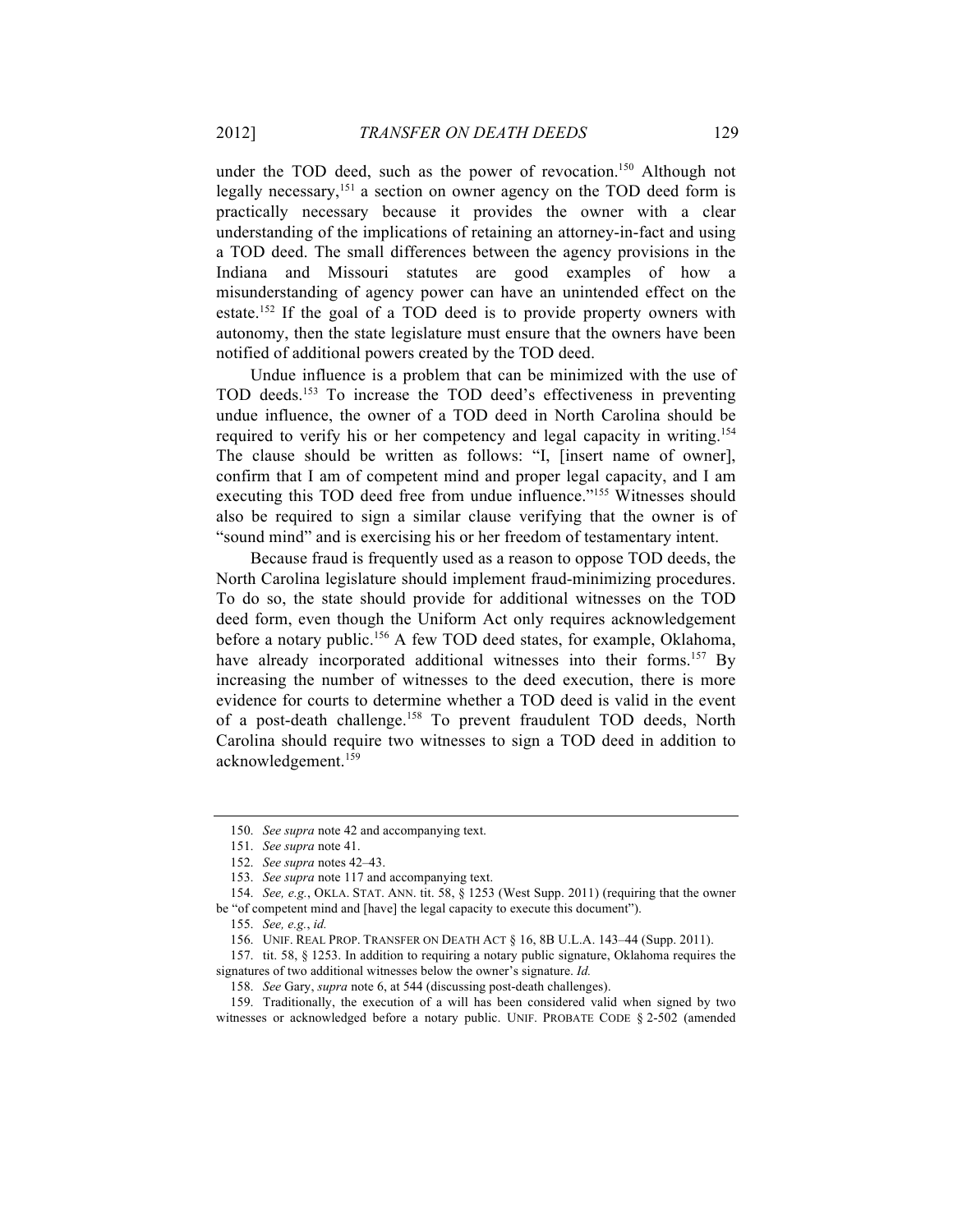under the TOD deed, such as the power of revocation.[150] Although not legally necessary,[151] a section on owner agency on the TOD deed form is practically necessary because it provides the owner with a clear understanding of the implications of retaining an attorney-in-fact and using a TOD deed. The small differences between the agency provisions in the Indiana and Missouri statutes are good examples of how a misunderstanding of agency power can have an unintended effect on the estate.[152] If the goal of a TOD deed is to provide property owners with autonomy, then the state legislature must ensure that the owners have been notified of additional powers created by the TOD deed.

Undue influence is a problem that can be minimized with the use of TOD deeds.[153] To increase the TOD deed's effectiveness in preventing undue influence, the owner of a TOD deed in North Carolina should be required to verify his or her competency and legal capacity in writing.[154] The clause should be written as follows: "I, [insert name of owner], confirm that I am of competent mind and proper legal capacity, and I am executing this TOD deed free from undue influence."[155] Witnesses should also be required to sign a similar clause verifying that the owner is of "sound mind" and is exercising his or her freedom of testamentary intent.

Because fraud is frequently used as a reason to oppose TOD deeds, the North Carolina legislature should implement fraud-minimizing procedures. To do so, the state should provide for additional witnesses on the TOD deed form, even though the Uniform Act only requires acknowledgement before a notary public.[156] A few TOD deed states, for example, Oklahoma, have already incorporated additional witnesses into their forms.[157] By increasing the number of witnesses to the deed execution, there is more evidence for courts to determine whether a TOD deed is valid in the event of a post-death challenge.[158] To prevent fraudulent TOD deeds, North Carolina should require two witnesses to sign a TOD deed in addition to acknowledgement.[159]

---

150. *See supra* note 42 and accompanying text.

151. *See supra* note 41.

152. *See supra* notes 42–43.

153. *See supra* note 117 and accompanying text.

154. *See, e.g.*, OKLA. STAT. ANN. tit. 58, § 1253 (West Supp. 2011) (requiring that the owner be "of competent mind and [have] the legal capacity to execute this document").

155. *See, e.g.*, *id.*

156. UNIF. REAL PROP. TRANSFER ON DEATH ACT § 16, 8B U.L.A. 143–44 (Supp. 2011).

157. tit. 58, § 1253. In addition to requiring a notary public signature, Oklahoma requires the signatures of two additional witnesses below the owner's signature. *Id.*

158. *See* Gary, *supra* note 6, at 544 (discussing post-death challenges).

159. Traditionally, the execution of a will has been considered valid when signed by two witnesses or acknowledged before a notary public. UNIF. PROBATE CODE § 2-502 (amended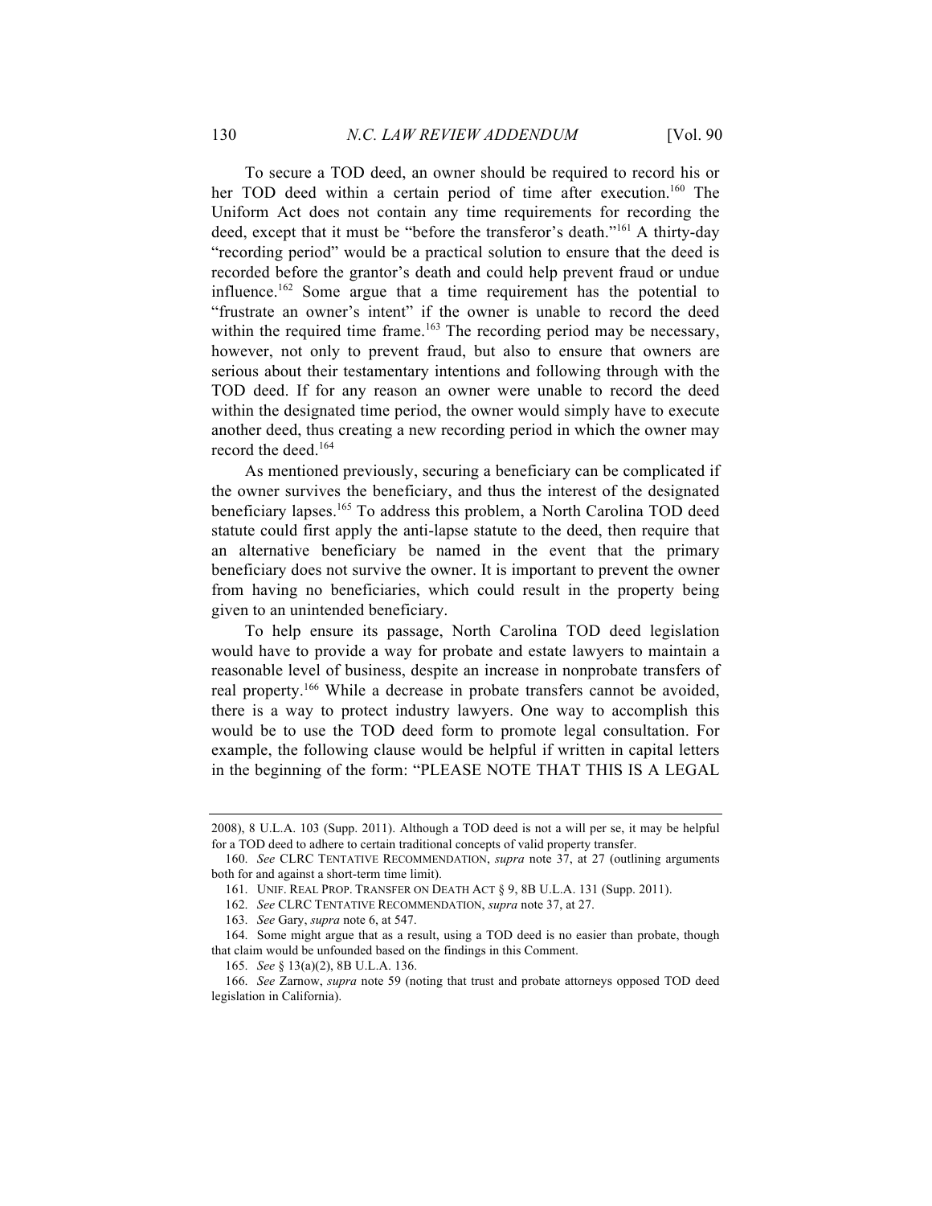To secure a TOD deed, an owner should be required to record his or her TOD deed within a certain period of time after execution.[160] The Uniform Act does not contain any time requirements for recording the deed, except that it must be "before the transferor's death."[161] A thirty-day "recording period" would be a practical solution to ensure that the deed is recorded before the grantor's death and could help prevent fraud or undue influence.[162] Some argue that a time requirement has the potential to "frustrate an owner's intent" if the owner is unable to record the deed within the required time frame.[163] The recording period may be necessary, however, not only to prevent fraud, but also to ensure that owners are serious about their testamentary intentions and following through with the TOD deed. If for any reason an owner were unable to record the deed within the designated time period, the owner would simply have to execute another deed, thus creating a new recording period in which the owner may record the deed.[164]

As mentioned previously, securing a beneficiary can be complicated if the owner survives the beneficiary, and thus the interest of the designated beneficiary lapses.[165] To address this problem, a North Carolina TOD deed statute could first apply the anti-lapse statute to the deed, then require that an alternative beneficiary be named in the event that the primary beneficiary does not survive the owner. It is important to prevent the owner from having no beneficiaries, which could result in the property being given to an unintended beneficiary.

To help ensure its passage, North Carolina TOD deed legislation would have to provide a way for probate and estate lawyers to maintain a reasonable level of business, despite an increase in nonprobate transfers of real property.[166] While a decrease in probate transfers cannot be avoided, there is a way to protect industry lawyers. One way to accomplish this would be to use the TOD deed form to promote legal consultation. For example, the following clause would be helpful if written in capital letters in the beginning of the form: "PLEASE NOTE THAT THIS IS A LEGAL

---

2008), 8 U.L.A. 103 (Supp. 2011). Although a TOD deed is not a will per se, it may be helpful for a TOD deed to adhere to certain traditional concepts of valid property transfer.

160. *See* CLRC TENTATIVE RECOMMENDATION, *supra* note 37, at 27 (outlining arguments both for and against a short-term time limit).

161. UNIF. REAL PROP. TRANSFER ON DEATH ACT § 9, 8B U.L.A. 131 (Supp. 2011).

162. *See* CLRC TENTATIVE RECOMMENDATION, *supra* note 37, at 27.

163. *See* Gary, *supra* note 6, at 547.

164. Some might argue that as a result, using a TOD deed is no easier than probate, though that claim would be unfounded based on the findings in this Comment.

165. *See* § 13(a)(2), 8B U.L.A. 136.

166. *See* Zarnow, *supra* note 59 (noting that trust and probate attorneys opposed TOD deed legislation in California).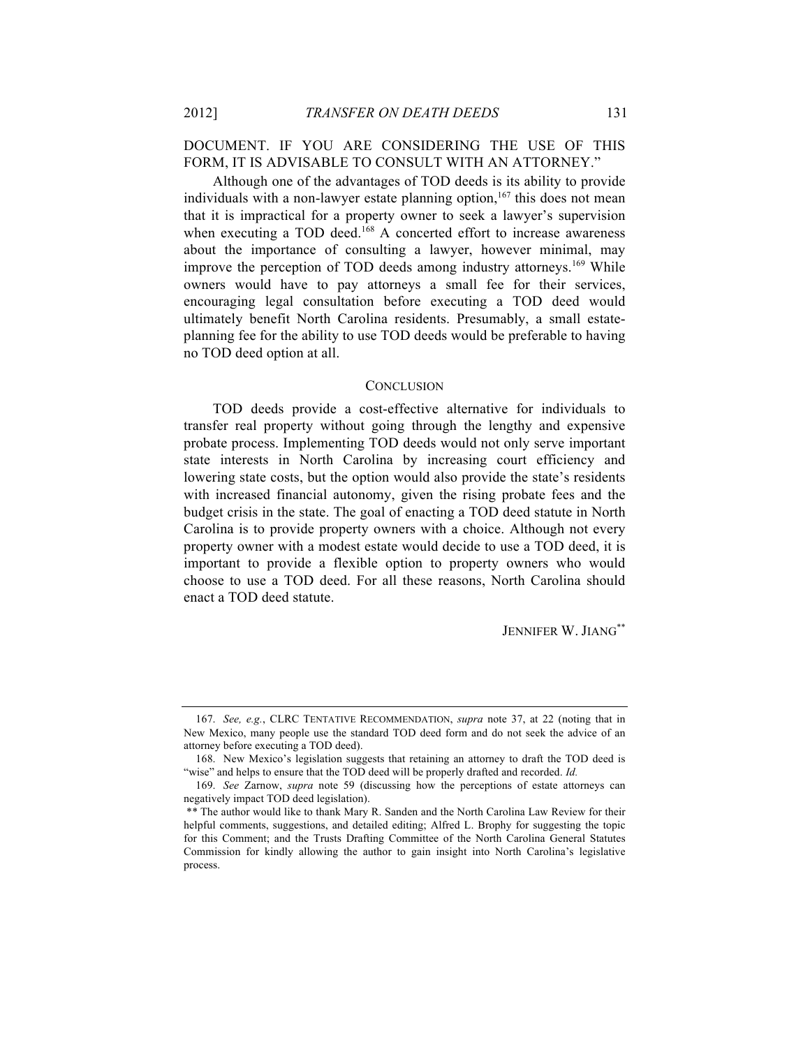DOCUMENT. IF YOU ARE CONSIDERING THE USE OF THIS FORM, IT IS ADVISABLE TO CONSULT WITH AN ATTORNEY."

Although one of the advantages of TOD deeds is its ability to provide individuals with a non-lawyer estate planning option,[167] this does not mean that it is impractical for a property owner to seek a lawyer's supervision when executing a TOD deed.[168] A concerted effort to increase awareness about the importance of consulting a lawyer, however minimal, may improve the perception of TOD deeds among industry attorneys.[169] While owners would have to pay attorneys a small fee for their services, encouraging legal consultation before executing a TOD deed would ultimately benefit North Carolina residents. Presumably, a small estate-planning fee for the ability to use TOD deeds would be preferable to having no TOD deed option at all.

## CONCLUSION

TOD deeds provide a cost-effective alternative for individuals to transfer real property without going through the lengthy and expensive probate process. Implementing TOD deeds would not only serve important state interests in North Carolina by increasing court efficiency and lowering state costs, but the option would also provide the state's residents with increased financial autonomy, given the rising probate fees and the budget crisis in the state. The goal of enacting a TOD deed statute in North Carolina is to provide property owners with a choice. Although not every property owner with a modest estate would decide to use a TOD deed, it is important to provide a flexible option to property owners who would choose to use a TOD deed. For all these reasons, North Carolina should enact a TOD deed statute.

JENNIFER W. JIANG[**]

---

167. *See, e.g.*, CLRC TENTATIVE RECOMMENDATION, *supra* note 37, at 22 (noting that in New Mexico, many people use the standard TOD deed form and do not seek the advice of an attorney before executing a TOD deed).

168. New Mexico's legislation suggests that retaining an attorney to draft the TOD deed is "wise" and helps to ensure that the TOD deed will be properly drafted and recorded. *Id.*

169. *See* Zarnow, *supra* note 59 (discussing how the perceptions of estate attorneys can negatively impact TOD deed legislation).

** The author would like to thank Mary R. Sanden and the North Carolina Law Review for their helpful comments, suggestions, and detailed editing; Alfred L. Brophy for suggesting the topic for this Comment; and the Trusts Drafting Committee of the North Carolina General Statutes Commission for kindly allowing the author to gain insight into North Carolina's legislative process.